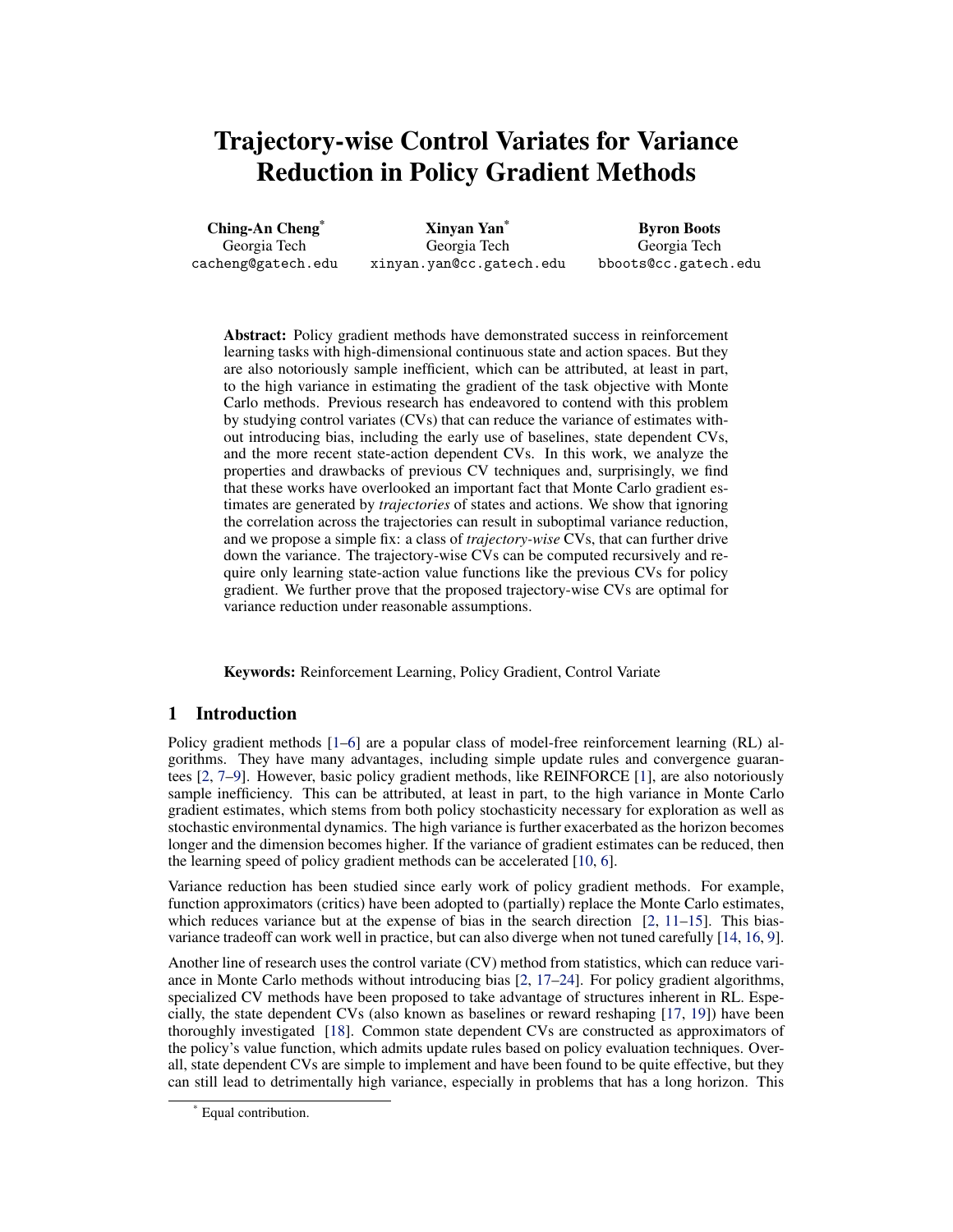# Trajectory-wise Control Variates for Variance Reduction in Policy Gradient Methods

**Ching-An Cheng*** — Georgia Tech — cacheng@gatech.edu

**Xinyan Yan*** — Georgia Tech — xinyan.yan@cc.gatech.edu

**Byron Boots** — Georgia Tech — bboots@cc.gatech.edu

**Abstract:** Policy gradient methods have demonstrated success in reinforcement learning tasks with high-dimensional continuous state and action spaces. But they are also notoriously sample inefficient, which can be attributed, at least in part, to the high variance in estimating the gradient of the task objective with Monte Carlo methods. Previous research has endeavored to contend with this problem by studying control variates (CVs) that can reduce the variance of estimates without introducing bias, including the early use of baselines, state dependent CVs, and the more recent state-action dependent CVs. In this work, we analyze the properties and drawbacks of previous CV techniques and, surprisingly, we find that these works have overlooked an important fact that Monte Carlo gradient estimates are generated by *trajectories* of states and actions. We show that ignoring the correlation across the trajectories can result in suboptimal variance reduction, and we propose a simple fix: a class of *trajectory-wise* CVs, that can further drive down the variance. The trajectory-wise CVs can be computed recursively and require only learning state-action value functions like the previous CVs for policy gradient. We further prove that the proposed trajectory-wise CVs are optimal for variance reduction under reasonable assumptions.

**Keywords:** Reinforcement Learning, Policy Gradient, Control Variate

## 1 Introduction

Policy gradient methods [1–6] are a popular class of model-free reinforcement learning (RL) algorithms. They have many advantages, including simple update rules and convergence guarantees [2, 7–9]. However, basic policy gradient methods, like REINFORCE [1], are also notoriously sample inefficiency. This can be attributed, at least in part, to the high variance in Monte Carlo gradient estimates, which stems from both policy stochasticity necessary for exploration as well as stochastic environmental dynamics. The high variance is further exacerbated as the horizon becomes longer and the dimension becomes higher. If the variance of gradient estimates can be reduced, then the learning speed of policy gradient methods can be accelerated [10, 6].

Variance reduction has been studied since early work of policy gradient methods. For example, function approximators (critics) have been adopted to (partially) replace the Monte Carlo estimates, which reduces variance but at the expense of bias in the search direction [2, 11–15]. This bias-variance tradeoff can work well in practice, but can also diverge when not tuned carefully [14, 16, 9].

Another line of research uses the control variate (CV) method from statistics, which can reduce variance in Monte Carlo methods without introducing bias [2, 17–24]. For policy gradient algorithms, specialized CV methods have been proposed to take advantage of structures inherent in RL. Especially, the state dependent CVs (also known as baselines or reward reshaping [17, 19]) have been thoroughly investigated [18]. Common state dependent CVs are constructed as approximators of the policy's value function, which admits update rules based on policy evaluation techniques. Overall, state dependent CVs are simple to implement and have been found to be quite effective, but they can still lead to detrimentally high variance, especially in problems that has a long horizon. This

\* Equal contribution.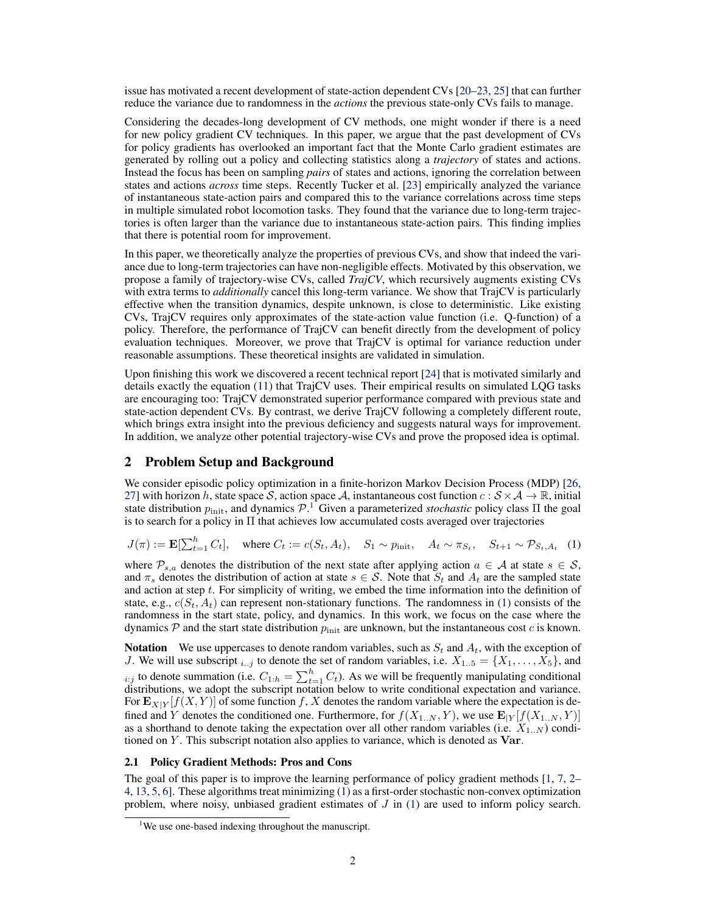issue has motivated a recent development of state-action dependent CVs [20–23, 25] that can further reduce the variance due to randomness in the *actions* the previous state-only CVs fails to manage.

Considering the decades-long development of CV methods, one might wonder if there is a need for new policy gradient CV techniques. In this paper, we argue that the past development of CVs for policy gradients has overlooked an important fact that the Monte Carlo gradient estimates are generated by rolling out a policy and collecting statistics along a *trajectory* of states and actions. Instead the focus has been on sampling *pairs* of states and actions, ignoring the correlation between states and actions *across* time steps. Recently Tucker et al. [23] empirically analyzed the variance of instantaneous state-action pairs and compared this to the variance correlations across time steps in multiple simulated robot locomotion tasks. They found that the variance due to long-term trajectories is often larger than the variance due to instantaneous state-action pairs. This finding implies that there is potential room for improvement.

In this paper, we theoretically analyze the properties of previous CVs, and show that indeed the variance due to long-term trajectories can have non-negligible effects. Motivated by this observation, we propose a family of trajectory-wise CVs, called *TrajCV*, which recursively augments existing CVs with extra terms to *additionally* cancel this long-term variance. We show that TrajCV is particularly effective when the transition dynamics, despite unknown, is close to deterministic. Like existing CVs, TrajCV requires only approximates of the state-action value function (i.e. Q-function) of a policy. Therefore, the performance of TrajCV can benefit directly from the development of policy evaluation techniques. Moreover, we prove that TrajCV is optimal for variance reduction under reasonable assumptions. These theoretical insights are validated in simulation.

Upon finishing this work we discovered a recent technical report [24] that is motivated similarly and details exactly the equation (11) that TrajCV uses. Their empirical results on simulated LQG tasks are encouraging too: TrajCV demonstrated superior performance compared with previous state and state-action dependent CVs. By contrast, we derive TrajCV following a completely different route, which brings extra insight into the previous deficiency and suggests natural ways for improvement. In addition, we analyze other potential trajectory-wise CVs and prove the proposed idea is optimal.

## 2 Problem Setup and Background

We consider episodic policy optimization in a finite-horizon Markov Decision Process (MDP) [26, 27] with horizon $h$, state space $\mathcal{S}$, action space $\mathcal{A}$, instantaneous cost function $c : \mathcal{S} \times \mathcal{A} \to \mathbb{R}$, initial state distribution $p_{\text{init}}$, and dynamics $\mathcal{P}$.[1] Given a parameterized *stochastic* policy class $\Pi$ the goal is to search for a policy in $\Pi$ that achieves low accumulated costs averaged over trajectories

$$J(\pi) := \mathbf{E}[\textstyle\sum_{t=1}^{h} C_t], \quad \text{where } C_t := c(S_t, A_t), \quad S_1 \sim p_{\text{init}}, \quad A_t \sim \pi_{S_t}, \quad S_{t+1} \sim \mathcal{P}_{S_t, A_t} \quad (1)$$

where $\mathcal{P}_{s,a}$ denotes the distribution of the next state after applying action $a \in \mathcal{A}$ at state $s \in \mathcal{S}$, and $\pi_s$ denotes the distribution of action at state $s \in \mathcal{S}$. Note that $S_t$ and $A_t$ are the sampled state and action at step $t$. For simplicity of writing, we embed the time information into the definition of state, e.g., $c(S_t, A_t)$ can represent non-stationary functions. The randomness in (1) consists of the randomness in the start state, policy, and dynamics. In this work, we focus on the case where the dynamics $\mathcal{P}$ and the start state distribution $p_{\text{init}}$ are unknown, but the instantaneous cost $c$ is known.

**Notation** We use uppercases to denote random variables, such as $S_t$ and $A_t$, with the exception of $J$. We will use subscript $_{i..j}$ to denote the set of random variables, i.e. $X_{1..5} = \{X_1, \dots, X_5\}$, and $_{i:j}$ to denote summation (i.e. $C_{1:h} = \sum_{t=1}^{h} C_t$). As we will be frequently manipulating conditional distributions, we adopt the subscript notation below to write conditional expectation and variance. For $\mathbf{E}_{X|Y}[f(X, Y)]$ of some function $f$, $X$ denotes the random variable where the expectation is defined and $Y$ denotes the conditioned one. Furthermore, for $f(X_{1..N}, Y)$, we use $\mathbf{E}_{|Y}[f(X_{1..N}, Y)]$ as a shorthand to denote taking the expectation over all other random variables (i.e. $X_{1..N}$) conditioned on $Y$. This subscript notation also applies to variance, which is denoted as $\mathbf{Var}$.

### 2.1 Policy Gradient Methods: Pros and Cons

The goal of this paper is to improve the learning performance of policy gradient methods [1, 7, 2–4, 13, 5, 6]. These algorithms treat minimizing (1) as a first-order stochastic non-convex optimization problem, where noisy, unbiased gradient estimates of $J$ in (1) are used to inform policy search.

[1] We use one-based indexing throughout the manuscript.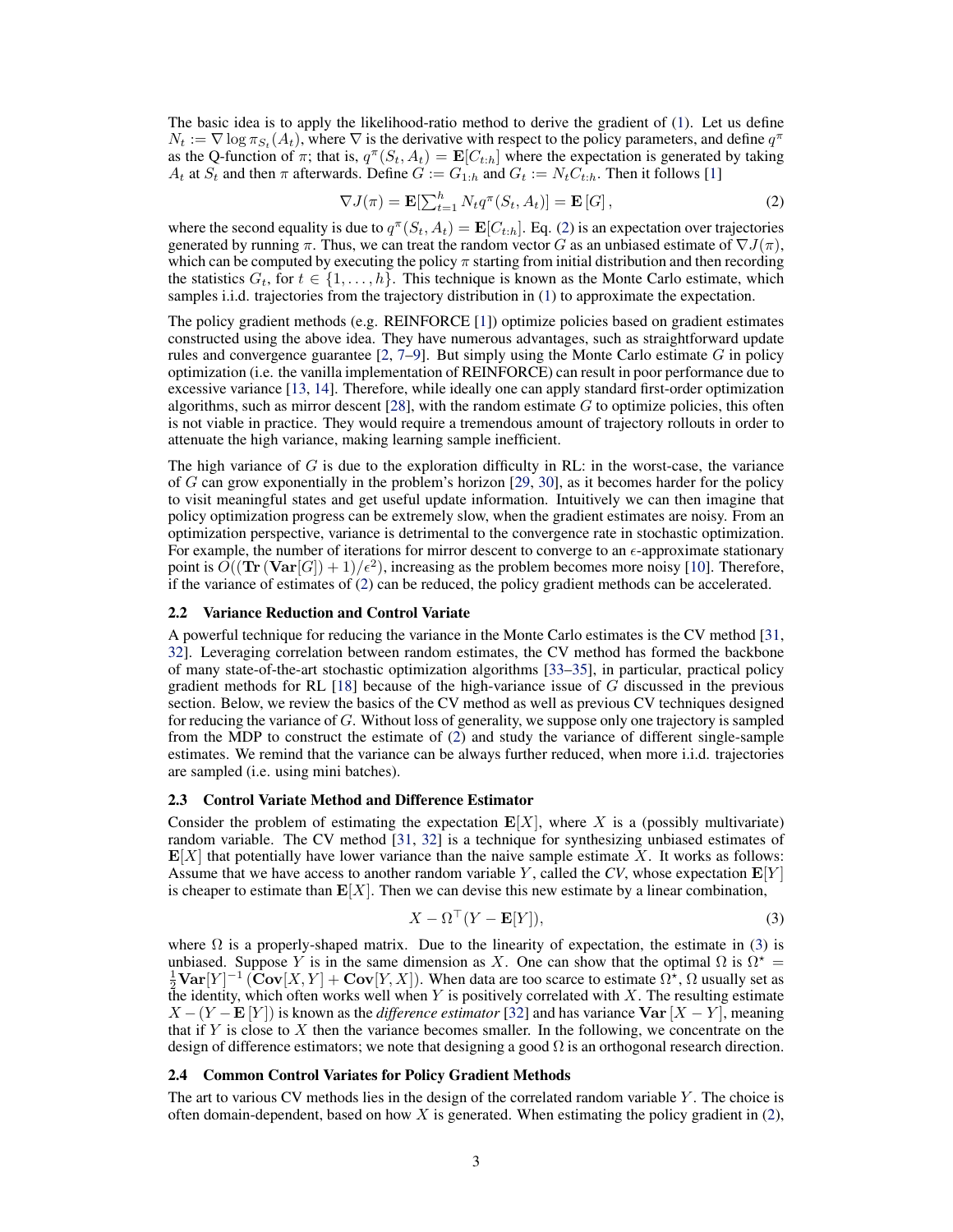The basic idea is to apply the likelihood-ratio method to derive the gradient of (1). Let us define $N_t := \nabla \log \pi_{S_t}(A_t)$, where $\nabla$ is the derivative with respect to the policy parameters, and define $q^\pi$ as the Q-function of $\pi$; that is, $q^\pi(S_t, A_t) = \mathbf{E}[C_{t:h}]$ where the expectation is generated by taking $A_t$ at $S_t$ and then $\pi$ afterwards. Define $G := G_{1:h}$ and $G_t := N_t C_{t:h}$. Then it follows [1]

$$\nabla J(\pi) = \mathbf{E}[\textstyle\sum_{t=1}^{h} N_t q^\pi(S_t, A_t)] = \mathbf{E}\left[G\right], \tag{2}$$

where the second equality is due to $q^\pi(S_t, A_t) = \mathbf{E}[C_{t:h}]$. Eq. (2) is an expectation over trajectories generated by running $\pi$. Thus, we can treat the random vector $G$ as an unbiased estimate of $\nabla J(\pi)$, which can be computed by executing the policy $\pi$ starting from initial distribution and then recording the statistics $G_t$, for $t \in \{1, \dots, h\}$. This technique is known as the Monte Carlo estimate, which samples i.i.d. trajectories from the trajectory distribution in (1) to approximate the expectation.

The policy gradient methods (e.g. REINFORCE [1]) optimize policies based on gradient estimates constructed using the above idea. They have numerous advantages, such as straightforward update rules and convergence guarantee [2, 7–9]. But simply using the Monte Carlo estimate $G$ in policy optimization (i.e. the vanilla implementation of REINFORCE) can result in poor performance due to excessive variance [13, 14]. Therefore, while ideally one can apply standard first-order optimization algorithms, such as mirror descent [28], with the random estimate $G$ to optimize policies, this often is not viable in practice. They would require a tremendous amount of trajectory rollouts in order to attenuate the high variance, making learning sample inefficient.

The high variance of $G$ is due to the exploration difficulty in RL: in the worst-case, the variance of $G$ can grow exponentially in the problem's horizon [29, 30], as it becomes harder for the policy to visit meaningful states and get useful update information. Intuitively we can then imagine that policy optimization progress can be extremely slow, when the gradient estimates are noisy. From an optimization perspective, variance is detrimental to the convergence rate in stochastic optimization. For example, the number of iterations for mirror descent to converge to an $\epsilon$-approximate stationary point is $O((\mathbf{Tr}\left(\mathbf{Var}[G]\right) + 1)/\epsilon^2)$, increasing as the problem becomes more noisy [10]. Therefore, if the variance of estimates of (2) can be reduced, the policy gradient methods can be accelerated.

### 2.2 Variance Reduction and Control Variate

A powerful technique for reducing the variance in the Monte Carlo estimates is the CV method [31, 32]. Leveraging correlation between random estimates, the CV method has formed the backbone of many state-of-the-art stochastic optimization algorithms [33–35], in particular, practical policy gradient methods for RL [18] because of the high-variance issue of $G$ discussed in the previous section. Below, we review the basics of the CV method as well as previous CV techniques designed for reducing the variance of $G$. Without loss of generality, we suppose only one trajectory is sampled from the MDP to construct the estimate of (2) and study the variance of different single-sample estimates. We remind that the variance can be always further reduced, when more i.i.d. trajectories are sampled (i.e. using mini batches).

### 2.3 Control Variate Method and Difference Estimator

Consider the problem of estimating the expectation $\mathbf{E}[X]$, where $X$ is a (possibly multivariate) random variable. The CV method [31, 32] is a technique for synthesizing unbiased estimates of $\mathbf{E}[X]$ that potentially have lower variance than the naive sample estimate $X$. It works as follows: Assume that we have access to another random variable $Y$, called the *CV*, whose expectation $\mathbf{E}[Y]$ is cheaper to estimate than $\mathbf{E}[X]$. Then we can devise this new estimate by a linear combination,

$$X - \Omega^\top (Y - \mathbf{E}[Y]), \tag{3}$$

where $\Omega$ is a properly-shaped matrix. Due to the linearity of expectation, the estimate in (3) is unbiased. Suppose $Y$ is in the same dimension as $X$. One can show that the optimal $\Omega$ is $\Omega^\star = \frac{1}{2}\mathbf{Var}[Y]^{-1}\left(\mathbf{Cov}[X, Y] + \mathbf{Cov}[Y, X]\right)$. When data are too scarce to estimate $\Omega^\star$, $\Omega$ usually set as the identity, which often works well when $Y$ is positively correlated with $X$. The resulting estimate $X - (Y - \mathbf{E}\left[Y\right])$ is known as the *difference estimator* [32] and has variance $\mathbf{Var}\left[X - Y\right]$, meaning that if $Y$ is close to $X$ then the variance becomes smaller. In the following, we concentrate on the design of difference estimators; we note that designing a good $\Omega$ is an orthogonal research direction.

### 2.4 Common Control Variates for Policy Gradient Methods

The art to various CV methods lies in the design of the correlated random variable $Y$. The choice is often domain-dependent, based on how $X$ is generated. When estimating the policy gradient in (2),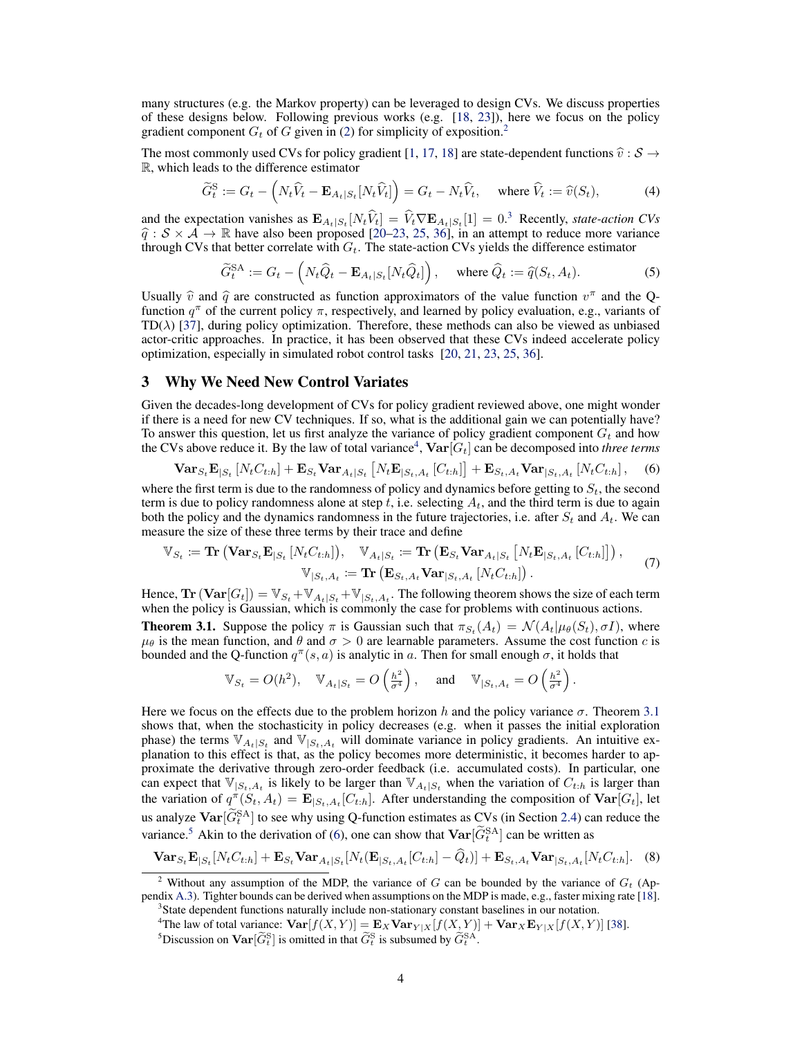many structures (e.g. the Markov property) can be leveraged to design CVs. We discuss properties of these designs below. Following previous works (e.g. [18, 23]), here we focus on the policy gradient component $G_t$ of $G$ given in (2) for simplicity of exposition.[2]

The most commonly used CVs for policy gradient [1, 17, 18] are state-dependent functions $\widehat{v}: \mathcal{S} \to \mathbb{R}$, which leads to the difference estimator

$$\widetilde{G}_t^{\mathrm{S}} := G_t - \left(N_t \widehat{V}_t - \mathbf{E}_{A_t|S_t}[N_t \widehat{V}_t]\right) = G_t - N_t \widehat{V}_t, \quad \text{where } \widehat{V}_t := \widehat{v}(S_t), \tag{4}$$

and the expectation vanishes as $\mathbf{E}_{A_t|S_t}[N_t \widehat{V}_t] = \widehat{V}_t \nabla \mathbf{E}_{A_t|S_t}[1] = 0$.[3] Recently, *state-action CVs* $\widehat{q}: \mathcal{S} \times \mathcal{A} \to \mathbb{R}$ have also been proposed [20–23, 25, 36], in an attempt to reduce more variance through CVs that better correlate with $G_t$. The state-action CVs yields the difference estimator

$$\widetilde{G}_t^{\mathrm{SA}} := G_t - \left(N_t \widehat{Q}_t - \mathbf{E}_{A_t|S_t}[N_t \widehat{Q}_t]\right), \quad \text{where } \widehat{Q}_t := \widehat{q}(S_t, A_t). \tag{5}$$

Usually $\widehat{v}$ and $\widehat{q}$ are constructed as function approximators of the value function $v^\pi$ and the Q-function $q^\pi$ of the current policy $\pi$, respectively, and learned by policy evaluation, e.g., variants of TD($\lambda$) [37], during policy optimization. Therefore, these methods can also be viewed as unbiased actor-critic approaches. In practice, it has been observed that these CVs indeed accelerate policy optimization, especially in simulated robot control tasks [20, 21, 23, 25, 36].

## 3 Why We Need New Control Variates

Given the decades-long development of CVs for policy gradient reviewed above, one might wonder if there is a need for new CV techniques. If so, what is the additional gain we can potentially have? To answer this question, let us first analyze the variance of policy gradient component $G_t$ and how the CVs above reduce it. By the law of total variance[4], $\mathbf{Var}[G_t]$ can be decomposed into *three terms*

$$\mathbf{Var}_{S_t} \mathbf{E}_{|S_t}\left[N_t C_{t:h}\right] + \mathbf{E}_{S_t} \mathbf{Var}_{A_t|S_t}\left[N_t \mathbf{E}_{|S_t, A_t}\left[C_{t:h}\right]\right] + \mathbf{E}_{S_t, A_t} \mathbf{Var}_{|S_t, A_t}\left[N_t C_{t:h}\right], \tag{6}$$

where the first term is due to the randomness of policy and dynamics before getting to $S_t$, the second term is due to policy randomness alone at step $t$, i.e. selecting $A_t$, and the third term is due to again both the policy and the dynamics randomness in the future trajectories, i.e. after $S_t$ and $A_t$. We can measure the size of these three terms by their trace and define

$$\mathbb{V}_{S_t} := \mathbf{Tr}\left(\mathbf{Var}_{S_t} \mathbf{E}_{|S_t}\left[N_t C_{t:h}\right]\right), \quad \mathbb{V}_{A_t|S_t} := \mathbf{Tr}\left(\mathbf{E}_{S_t} \mathbf{Var}_{A_t|S_t}\left[N_t \mathbf{E}_{|S_t, A_t}\left[C_{t:h}\right]\right]\right),$$
$$\mathbb{V}_{|S_t, A_t} := \mathbf{Tr}\left(\mathbf{E}_{S_t, A_t} \mathbf{Var}_{|S_t, A_t}\left[N_t C_{t:h}\right]\right). \tag{7}$$

Hence, $\mathbf{Tr}\left(\mathbf{Var}[G_t]\right) = \mathbb{V}_{S_t} + \mathbb{V}_{A_t|S_t} + \mathbb{V}_{|S_t, A_t}$. The following theorem shows the size of each term when the policy is Gaussian, which is commonly the case for problems with continuous actions.

**Theorem 3.1.** Suppose the policy $\pi$ is Gaussian such that $\pi_{S_t}(A_t) = \mathcal{N}(A_t | \mu_\theta(S_t), \sigma I)$, where $\mu_\theta$ is the mean function, and $\theta$ and $\sigma > 0$ are learnable parameters. Assume the cost function $c$ is bounded and the Q-function $q^\pi(s, a)$ is analytic in $a$. Then for small enough $\sigma$, it holds that

$$\mathbb{V}_{S_t} = O(h^2), \quad \mathbb{V}_{A_t|S_t} = O\left(\tfrac{h^2}{\sigma^4}\right), \quad \text{and} \quad \mathbb{V}_{|S_t, A_t} = O\left(\tfrac{h^2}{\sigma^4}\right).$$

Here we focus on the effects due to the problem horizon $h$ and the policy variance $\sigma$. Theorem 3.1 shows that, when the stochasticity in policy decreases (e.g. when it passes the initial exploration phase) the terms $\mathbb{V}_{A_t|S_t}$ and $\mathbb{V}_{|S_t, A_t}$ will dominate variance in policy gradients. An intuitive explanation to this effect is that, as the policy becomes more deterministic, it becomes harder to approximate the derivative through zero-order feedback (i.e. accumulated costs). In particular, one can expect that $\mathbb{V}_{|S_t, A_t}$ is likely to be larger than $\mathbb{V}_{A_t|S_t}$ when the variation of $C_{t:h}$ is larger than the variation of $q^\pi(S_t, A_t) = \mathbf{E}_{|S_t, A_t}[C_{t:h}]$. After understanding the composition of $\mathbf{Var}[G_t]$, let us analyze $\mathbf{Var}[\widetilde{G}_t^{\mathrm{SA}}]$ to see why using Q-function estimates as CVs (in Section 2.4) can reduce the variance.[5] Akin to the derivation of (6), one can show that $\mathbf{Var}[\widetilde{G}_t^{\mathrm{SA}}]$ can be written as

$$\mathbf{Var}_{S_t} \mathbf{E}_{|S_t}[N_t C_{t:h}] + \mathbf{E}_{S_t} \mathbf{Var}_{A_t|S_t}[N_t(\mathbf{E}_{|S_t, A_t}[C_{t:h}] - \widehat{Q}_t)] + \mathbf{E}_{S_t, A_t} \mathbf{Var}_{|S_t, A_t}[N_t C_{t:h}]. \tag{8}$$

---

[2] Without any assumption of the MDP, the variance of $G$ can be bounded by the variance of $G_t$ (Appendix A.3). Tighter bounds can be derived when assumptions on the MDP is made, e.g., faster mixing rate [18].

[3] State dependent functions naturally include non-stationary constant baselines in our notation.

[4] The law of total variance: $\mathbf{Var}[f(X,Y)] = \mathbf{E}_X \mathbf{Var}_{Y|X}[f(X,Y)] + \mathbf{Var}_X \mathbf{E}_{Y|X}[f(X,Y)]$ [38].

[5] Discussion on $\mathbf{Var}[\widetilde{G}_t^{\mathrm{S}}]$ is omitted in that $\widetilde{G}_t^{\mathrm{S}}$ is subsumed by $\widetilde{G}_t^{\mathrm{SA}}$.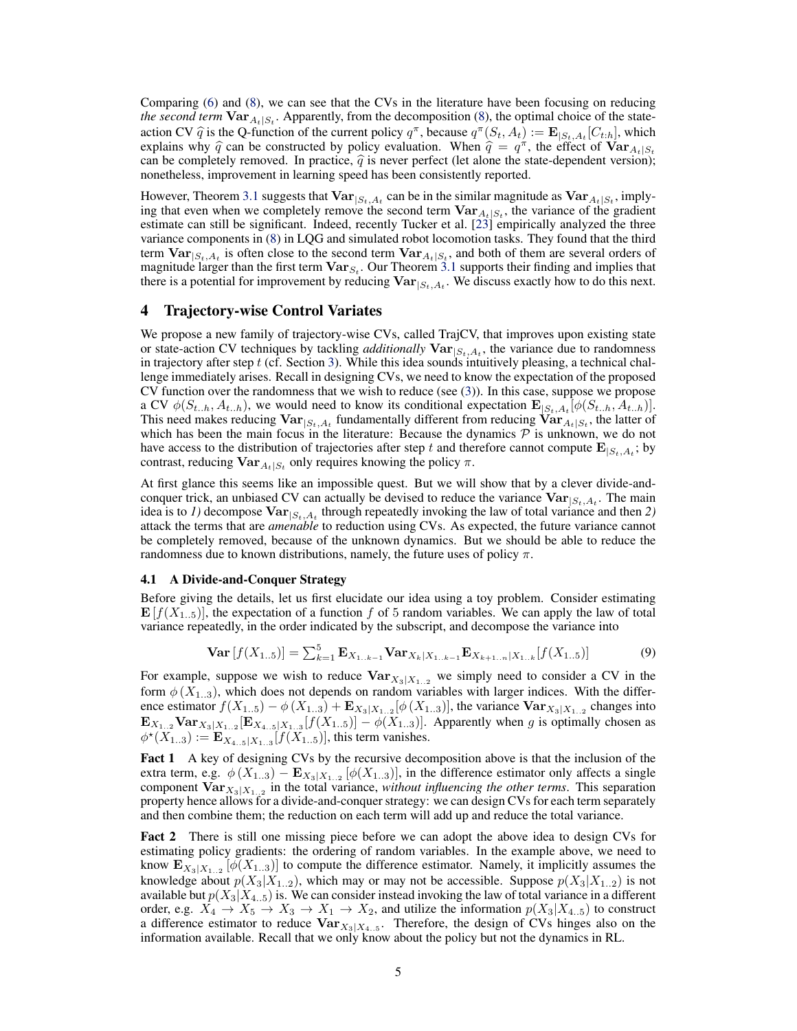Comparing (6) and (8), we can see that the CVs in the literature have been focusing on reducing *the second term* $\mathbf{Var}_{A_t|S_t}$. Apparently, from the decomposition (8), the optimal choice of the state-action CV $\widehat{q}$ is the Q-function of the current policy $q^\pi$, because $q^\pi(S_t, A_t) := \mathbf{E}_{|S_t,A_t}[C_{t:h}]$, which explains why $\widehat{q}$ can be constructed by policy evaluation. When $\widehat{q} = q^\pi$, the effect of $\mathbf{Var}_{A_t|S_t}$ can be completely removed. In practice, $\widehat{q}$ is never perfect (let alone the state-dependent version); nonetheless, improvement in learning speed has been consistently reported.

However, Theorem 3.1 suggests that $\mathbf{Var}_{|S_t,A_t}$ can be in the similar magnitude as $\mathbf{Var}_{A_t|S_t}$, implying that even when we completely remove the second term $\mathbf{Var}_{A_t|S_t}$, the variance of the gradient estimate can still be significant. Indeed, recently Tucker et al. [23] empirically analyzed the three variance components in (8) in LQG and simulated robot locomotion tasks. They found that the third term $\mathbf{Var}_{|S_t,A_t}$ is often close to the second term $\mathbf{Var}_{A_t|S_t}$, and both of them are several orders of magnitude larger than the first term $\mathbf{Var}_{S_t}$. Our Theorem 3.1 supports their finding and implies that there is a potential for improvement by reducing $\mathbf{Var}_{|S_t,A_t}$. We discuss exactly how to do this next.

# 4 Trajectory-wise Control Variates

We propose a new family of trajectory-wise CVs, called TrajCV, that improves upon existing state or state-action CV techniques by tackling *additionally* $\mathbf{Var}_{|S_t,A_t}$, the variance due to randomness in trajectory after step $t$ (cf. Section 3). While this idea sounds intuitively pleasing, a technical challenge immediately arises. Recall in designing CVs, we need to know the expectation of the proposed CV function over the randomness that we wish to reduce (see (3)). In this case, suppose we propose a CV $\phi(S_{t..h}, A_{t..h})$, we would need to know its conditional expectation $\mathbf{E}_{|S_t,A_t}[\phi(S_{t..h}, A_{t..h})]$. This need makes reducing $\mathbf{Var}_{|S_t,A_t}$ fundamentally different from reducing $\mathbf{Var}_{A_t|S_t}$, the latter of which has been the main focus in the literature: Because the dynamics $\mathcal{P}$ is unknown, we do not have access to the distribution of trajectories after step $t$ and therefore cannot compute $\mathbf{E}_{|S_t,A_t}$; by contrast, reducing $\mathbf{Var}_{A_t|S_t}$ only requires knowing the policy $\pi$.

At first glance this seems like an impossible quest. But we will show that by a clever divide-and-conquer trick, an unbiased CV can actually be devised to reduce the variance $\mathbf{Var}_{|S_t,A_t}$. The main idea is to *1)* decompose $\mathbf{Var}_{|S_t,A_t}$ through repeatedly invoking the law of total variance and then *2)* attack the terms that are *amenable* to reduction using CVs. As expected, the future variance cannot be completely removed, because of the unknown dynamics. But we should be able to reduce the randomness due to known distributions, namely, the future uses of policy $\pi$.

## 4.1 A Divide-and-Conquer Strategy

Before giving the details, let us first elucidate our idea using a toy problem. Consider estimating $\mathbf{E}[f(X_{1..5})]$, the expectation of a function $f$ of 5 random variables. We can apply the law of total variance repeatedly, in the order indicated by the subscript, and decompose the variance into

$$\mathbf{Var}[f(X_{1..5})] = \textstyle\sum_{k=1}^{5} \mathbf{E}_{X_{1..k-1}} \mathbf{Var}_{X_k|X_{1..k-1}} \mathbf{E}_{X_{k+1..n}|X_{1..k}}[f(X_{1..5})] \tag{9}$$

For example, suppose we wish to reduce $\mathbf{Var}_{X_3|X_{1..2}}$ we simply need to consider a CV in the form $\phi(X_{1..3})$, which does not depends on random variables with larger indices. With the difference estimator $f(X_{1..5}) - \phi(X_{1..3}) + \mathbf{E}_{X_3|X_{1..2}}[\phi(X_{1..3})]$, the variance $\mathbf{Var}_{X_3|X_{1..2}}$ changes into $\mathbf{E}_{X_{1..2}}\mathbf{Var}_{X_3|X_{1..2}}[\mathbf{E}_{X_{4..5}|X_{1..3}}[f(X_{1..5})] - \phi(X_{1..3})]$. Apparently when $g$ is optimally chosen as $\phi^\star(X_{1..3}) := \mathbf{E}_{X_{4..5}|X_{1..3}}[f(X_{1..5})]$, this term vanishes.

**Fact 1** A key of designing CVs by the recursive decomposition above is that the inclusion of the extra term, e.g. $\phi(X_{1..3}) - \mathbf{E}_{X_3|X_{1..2}}[\phi(X_{1..3})]$, in the difference estimator only affects a single component $\mathbf{Var}_{X_3|X_{1..2}}$ in the total variance, *without influencing the other terms*. This separation property hence allows for a divide-and-conquer strategy: we can design CVs for each term separately and then combine them; the reduction on each term will add up and reduce the total variance.

**Fact 2** There is still one missing piece before we can adopt the above idea to design CVs for estimating policy gradients: the ordering of random variables. In the example above, we need to know $\mathbf{E}_{X_3|X_{1..2}}[\phi(X_{1..3})]$ to compute the difference estimator. Namely, it implicitly assumes the knowledge about $p(X_3|X_{1..2})$, which may or may not be accessible. Suppose $p(X_3|X_{1..2})$ is not available but $p(X_3|X_{4..5})$ is. We can consider instead invoking the law of total variance in a different order, e.g. $X_4 \to X_5 \to X_3 \to X_1 \to X_2$, and utilize the information $p(X_3|X_{4..5})$ to construct a difference estimator to reduce $\mathbf{Var}_{X_3|X_{4..5}}$. Therefore, the design of CVs hinges also on the information available. Recall that we only know about the policy but not the dynamics in RL.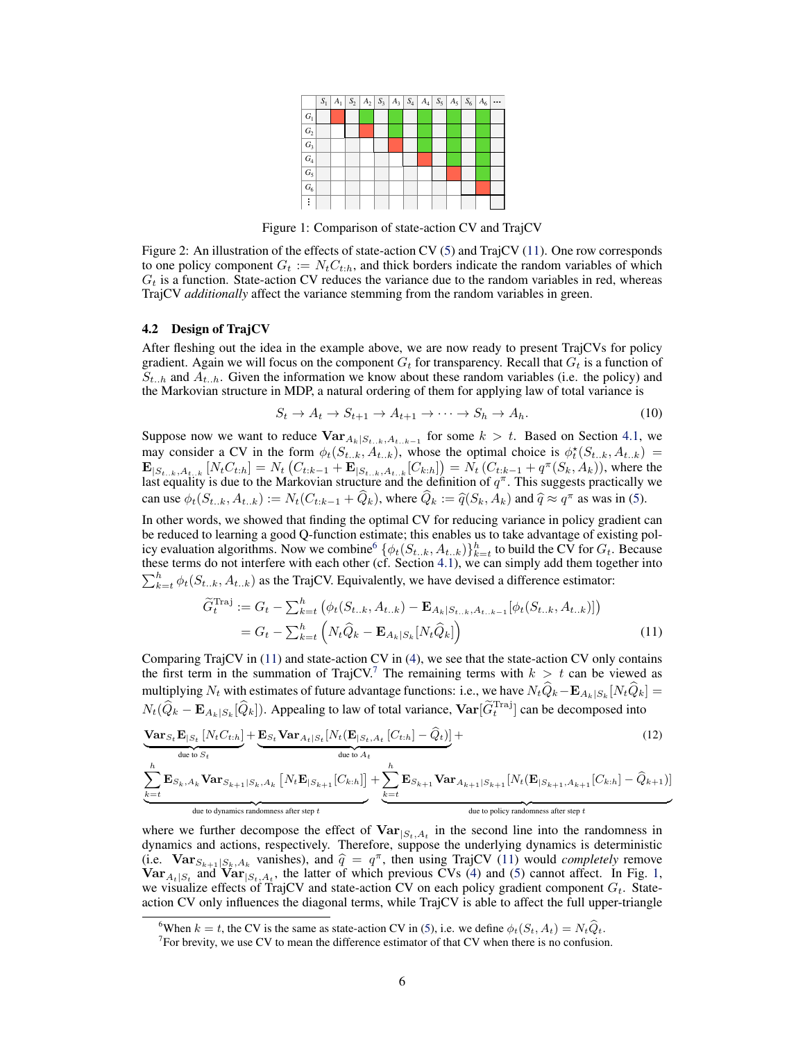Figure 1: Comparison of state-action CV and TrajCV

Figure 2: An illustration of the effects of state-action CV (5) and TrajCV (11). One row corresponds to one policy component $G_t := N_t C_{t:h}$, and thick borders indicate the random variables of which $G_t$ is a function. State-action CV reduces the variance due to the random variables in red, whereas TrajCV *additionally* affect the variance stemming from the random variables in green.

### 4.2 Design of TrajCV

After fleshing out the idea in the example above, we are now ready to present TrajCVs for policy gradient. Again we will focus on the component $G_t$ for transparency. Recall that $G_t$ is a function of $S_{t..h}$ and $A_{t..h}$. Given the information we know about these random variables (i.e. the policy) and the Markovian structure in MDP, a natural ordering of them for applying law of total variance is

$$S_t \to A_t \to S_{t+1} \to A_{t+1} \to \cdots \to S_h \to A_h. \tag{10}$$

Suppose now we want to reduce $\mathbf{Var}_{A_k|S_{t..k},A_{t..k-1}}$ for some $k > t$. Based on Section 4.1, we may consider a CV in the form $\phi_t(S_{t..k}, A_{t..k})$, whose the optimal choice is $\phi_t^\star(S_{t..k}, A_{t..k}) = \mathbf{E}_{|S_{t..k},A_{t..k}}[N_t C_{t:h}] = N_t\left(C_{t:k-1} + \mathbf{E}_{|S_{t..k},A_{t..k}}[C_{k:h}]\right) = N_t\left(C_{t:k-1} + q^\pi(S_k, A_k)\right)$, where the last equality is due to the Markovian structure and the definition of $q^\pi$. This suggests practically we can use $\phi_t(S_{t..k}, A_{t..k}) := N_t(C_{t:k-1} + \widehat{Q}_k)$, where $\widehat{Q}_k := \widehat{q}(S_k, A_k)$ and $\widehat{q} \approx q^\pi$ as was in (5).

In other words, we showed that finding the optimal CV for reducing variance in policy gradient can be reduced to learning a good Q-function estimate; this enables us to take advantage of existing policy evaluation algorithms. Now we combine[6] $\{\phi_t(S_{t..k}, A_{t..k})\}_{k=t}^h$ to build the CV for $G_t$. Because these terms do not interfere with each other (cf. Section 4.1), we can simply add them together into $\sum_{k=t}^h \phi_t(S_{t..k}, A_{t..k})$ as the TrajCV. Equivalently, we have devised a difference estimator:

$$\begin{aligned}
\widetilde{G}_t^{\text{Traj}} &:= G_t - \textstyle\sum_{k=t}^h \left(\phi_t(S_{t..k}, A_{t..k}) - \mathbf{E}_{A_k|S_{t..k},A_{t..k-1}}[\phi_t(S_{t..k}, A_{t..k})]\right) \\
&= G_t - \textstyle\sum_{k=t}^h \left(N_t \widehat{Q}_k - \mathbf{E}_{A_k|S_k}[N_t \widehat{Q}_k]\right)
\end{aligned} \tag{11}$$

Comparing TrajCV in (11) and state-action CV in (4), we see that the state-action CV only contains the first term in the summation of TrajCV.[7] The remaining terms with $k > t$ can be viewed as multiplying $N_t$ with estimates of future advantage functions: i.e., we have $N_t\widehat{Q}_k - \mathbf{E}_{A_k|S_k}[N_t\widehat{Q}_k] = N_t(\widehat{Q}_k - \mathbf{E}_{A_k|S_k}[\widehat{Q}_k])$. Appealing to law of total variance, $\mathbf{Var}[\widetilde{G}_t^{\text{Traj}}]$ can be decomposed into

$$\begin{aligned}
&\underbrace{\mathbf{Var}_{S_t}\mathbf{E}_{|S_t}[N_t C_{t:h}]}_{\text{due to } S_t} + \underbrace{\mathbf{E}_{S_t}\mathbf{Var}_{A_t|S_t}[N_t(\mathbf{E}_{|S_t,A_t}[C_{t:h}] - \widehat{Q}_t)]}_{\text{due to } A_t} + \\
&\underbrace{\sum_{k=t}^h \mathbf{E}_{S_k,A_k}\mathbf{Var}_{S_{k+1}|S_k,A_k}\left[N_t \mathbf{E}_{|S_{k+1}}[C_{k:h}]\right]}_{\text{due to dynamics randomness after step } t} + \underbrace{\sum_{k=t}^h \mathbf{E}_{S_{k+1}}\mathbf{Var}_{A_{k+1}|S_{k+1}}[N_t(\mathbf{E}_{|S_{k+1},A_{k+1}}[C_{k:h}] - \widehat{Q}_{k+1})]}_{\text{due to policy randomness after step } t}
\end{aligned} \tag{12}$$

where we further decompose the effect of $\mathbf{Var}_{|S_t,A_t}$ in the second line into the randomness in dynamics and actions, respectively. Therefore, suppose the underlying dynamics is deterministic (i.e. $\mathbf{Var}_{S_{k+1}|S_k,A_k}$ vanishes), and $\widehat{q} = q^\pi$, then using TrajCV (11) would *completely* remove $\mathbf{Var}_{A_t|S_t}$ and $\mathbf{Var}_{|S_t,A_t}$, the latter of which previous CVs (4) and (5) cannot affect. In Fig. 1, we visualize effects of TrajCV and state-action CV on each policy gradient component $G_t$. State-action CV only influences the diagonal terms, while TrajCV is able to affect the full upper-triangle

[6] When $k = t$, the CV is the same as state-action CV in (5), i.e. we define $\phi_t(S_t, A_t) = N_t\widehat{Q}_t$.

[7] For brevity, we use CV to mean the difference estimator of that CV when there is no confusion.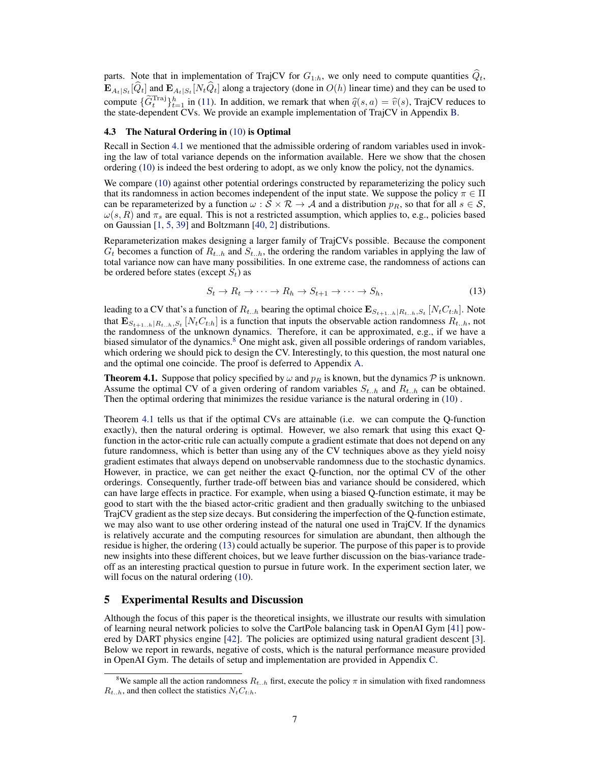parts. Note that in implementation of TrajCV for $G_{1:h}$, we only need to compute quantities $\widehat{Q}_t$, $\mathbf{E}_{A_t|S_t}[\widehat{Q}_t]$ and $\mathbf{E}_{A_t|S_t}[N_t\widehat{Q}_t]$ along a trajectory (done in $O(h)$ linear time) and they can be used to compute $\{\widetilde{G}_t^{\text{Traj}}\}_{t=1}^h$ in (11). In addition, we remark that when $\widehat{q}(s,a) = \widehat{v}(s)$, TrajCV reduces to the state-dependent CVs. We provide an example implementation of TrajCV in Appendix B.

### 4.3 The Natural Ordering in (10) is Optimal

Recall in Section 4.1 we mentioned that the admissible ordering of random variables used in invoking the law of total variance depends on the information available. Here we show that the chosen ordering (10) is indeed the best ordering to adopt, as we only know the policy, not the dynamics.

We compare (10) against other potential orderings constructed by reparameterizing the policy such that its randomness in action becomes independent of the input state. We suppose the policy $\pi \in \Pi$ can be reparameterized by a function $\omega : \mathcal{S} \times \mathcal{R} \to \mathcal{A}$ and a distribution $p_R$, so that for all $s \in \mathcal{S}$, $\omega(s, R)$ and $\pi_s$ are equal. This is not a restricted assumption, which applies to, e.g., policies based on Gaussian [1, 5, 39] and Boltzmann [40, 2] distributions.

Reparameterization makes designing a larger family of TrajCVs possible. Because the component $G_t$ becomes a function of $R_{t..h}$ and $S_{t..h}$, the ordering the random variables in applying the law of total variance now can have many possibilities. In one extreme case, the randomness of actions can be ordered before states (except $S_t$) as

$$S_t \to R_t \to \cdots \to R_h \to S_{t+1} \to \cdots \to S_h, \tag{13}$$

leading to a CV that's a function of $R_{t..h}$ bearing the optimal choice $\mathbf{E}_{S_{t+1..h}|R_{t..h},S_t}[N_t C_{t:h}]$. Note that $\mathbf{E}_{S_{t+1..h}|R_{t..h},S_t}[N_t C_{t:h}]$ is a function that inputs the observable action randomness $R_{t..h}$, not the randomness of the unknown dynamics. Therefore, it can be approximated, e.g., if we have a biased simulator of the dynamics.[8] One might ask, given all possible orderings of random variables, which ordering we should pick to design the CV. Interestingly, to this question, the most natural one and the optimal one coincide. The proof is deferred to Appendix A.

**Theorem 4.1.** Suppose that policy specified by $\omega$ and $p_R$ is known, but the dynamics $\mathcal{P}$ is unknown. Assume the optimal CV of a given ordering of random variables $S_{t..h}$ and $R_{t..h}$ can be obtained. Then the optimal ordering that minimizes the residue variance is the natural ordering in (10) .

Theorem 4.1 tells us that if the optimal CVs are attainable (i.e. we can compute the Q-function exactly), then the natural ordering is optimal. However, we also remark that using this exact Q-function in the actor-critic rule can actually compute a gradient estimate that does not depend on any future randomness, which is better than using any of the CV techniques above as they yield noisy gradient estimates that always depend on unobservable randomness due to the stochastic dynamics. However, in practice, we can get neither the exact Q-function, nor the optimal CV of the other orderings. Consequently, further trade-off between bias and variance should be considered, which can have large effects in practice. For example, when using a biased Q-function estimate, it may be good to start with the the biased actor-critic gradient and then gradually switching to the unbiased TrajCV gradient as the step size decays. But considering the imperfection of the Q-function estimate, we may also want to use other ordering instead of the natural one used in TrajCV. If the dynamics is relatively accurate and the computing resources for simulation are abundant, then although the residue is higher, the ordering (13) could actually be superior. The purpose of this paper is to provide new insights into these different choices, but we leave further discussion on the bias-variance trade-off as an interesting practical question to pursue in future work. In the experiment section later, we will focus on the natural ordering (10).

## 5 Experimental Results and Discussion

Although the focus of this paper is the theoretical insights, we illustrate our results with simulation of learning neural network policies to solve the CartPole balancing task in OpenAI Gym [41] powered by DART physics engine [42]. The policies are optimized using natural gradient descent [3]. Below we report in rewards, negative of costs, which is the natural performance measure provided in OpenAI Gym. The details of setup and implementation are provided in Appendix C.

[8] We sample all the action randomness $R_{t..h}$ first, execute the policy $\pi$ in simulation with fixed randomness $R_{t..h}$, and then collect the statistics $N_t C_{t:h}$.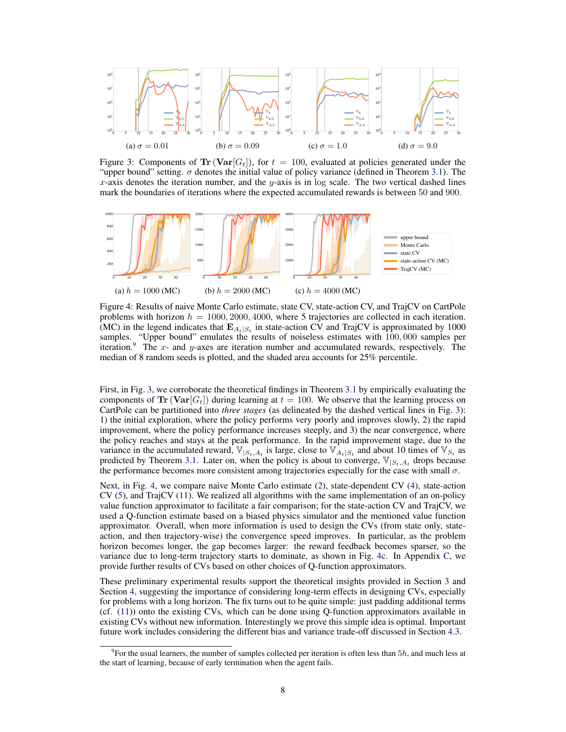(a) $\sigma = 0.01$ (b) $\sigma = 0.09$ (c) $\sigma = 1.0$ (d) $\sigma = 9.0$

Figure 3: Components of $\mathbf{Tr}(\mathbf{Var}[G_t])$, for $t = 100$, evaluated at policies generated under the "upper bound" setting. $\sigma$ denotes the initial value of policy variance (defined in Theorem 3.1). The $x$-axis denotes the iteration number, and the $y$-axis is in log scale. The two vertical dashed lines mark the boundaries of iterations where the expected accumulated rewards is between 50 and 900.

(a) $h = 1000$ (MC) (b) $h = 2000$ (MC) (c) $h = 4000$ (MC)

Figure 4: Results of naive Monte Carlo estimate, state CV, state-action CV, and TrajCV on CartPole problems with horizon $h = 1000, 2000, 4000$, where 5 trajectories are collected in each iteration. (MC) in the legend indicates that $\mathbf{E}_{A_t|S_t}$ in state-action CV and TrajCV is approximated by 1000 samples. "Upper bound" emulates the results of noiseless estimates with $100,000$ samples per iteration.[9] The $x$- and $y$-axes are iteration number and accumulated rewards, respectively. The median of 8 random seeds is plotted, and the shaded area accounts for 25% percentile.

First, in Fig. 3, we corroborate the theoretical findings in Theorem 3.1 by empirically evaluating the components of $\mathbf{Tr}(\mathbf{Var}[G_t])$ during learning at $t = 100$. We observe that the learning process on CartPole can be partitioned into *three stages* (as delineated by the dashed vertical lines in Fig. 3): 1) the initial exploration, where the policy performs very poorly and improves slowly, 2) the rapid improvement, where the policy performance increases steeply, and 3) the near convergence, where the policy reaches and stays at the peak performance. In the rapid improvement stage, due to the variance in the accumulated reward, $\mathbb{V}_{|S_t,A_t}$ is large, close to $\mathbb{V}_{A_t|S_t}$ and about 10 times of $\mathbb{V}_{S_t}$ as predicted by Theorem 3.1. Later on, when the policy is about to converge, $\mathbb{V}_{|S_t,A_t}$ drops because the performance becomes more consistent among trajectories especially for the case with small $\sigma$.

Next, in Fig. 4, we compare naive Monte Carlo estimate (2), state-dependent CV (4), state-action CV (5), and TrajCV (11). We realized all algorithms with the same implementation of an on-policy value function approximator to facilitate a fair comparison; for the state-action CV and TrajCV, we used a Q-function estimate based on a biased physics simulator and the mentioned value function approximator. Overall, when more information is used to design the CVs (from state only, state-action, and then trajectory-wise) the convergence speed improves. In particular, as the problem horizon becomes longer, the gap becomes larger: the reward feedback becomes sparser, so the variance due to long-term trajectory starts to dominate, as shown in Fig. 4c. In Appendix C, we provide further results of CVs based on other choices of Q-function approximators.

These preliminary experimental results support the theoretical insights provided in Section 3 and Section 4, suggesting the importance of considering long-term effects in designing CVs, especially for problems with a long horizon. The fix turns out to be quite simple: just padding additional terms (cf. (11)) onto the existing CVs, which can be done using Q-function approximators available in existing CVs without new information. Interestingly we prove this simple idea is optimal. Important future work includes considering the different bias and variance trade-off discussed in Section 4.3.

[9] For the usual learners, the number of samples collected per iteration is often less than $5h$, and much less at the start of learning, because of early termination when the agent fails.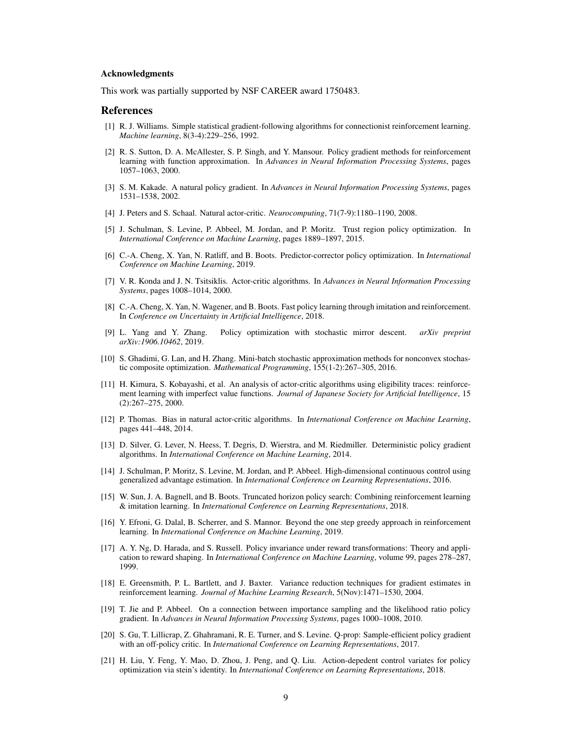### Acknowledgments

This work was partially supported by NSF CAREER award 1750483.

## References

[1] R. J. Williams. Simple statistical gradient-following algorithms for connectionist reinforcement learning. *Machine learning*, 8(3-4):229–256, 1992.

[2] R. S. Sutton, D. A. McAllester, S. P. Singh, and Y. Mansour. Policy gradient methods for reinforcement learning with function approximation. In *Advances in Neural Information Processing Systems*, pages 1057–1063, 2000.

[3] S. M. Kakade. A natural policy gradient. In *Advances in Neural Information Processing Systems*, pages 1531–1538, 2002.

[4] J. Peters and S. Schaal. Natural actor-critic. *Neurocomputing*, 71(7-9):1180–1190, 2008.

[5] J. Schulman, S. Levine, P. Abbeel, M. Jordan, and P. Moritz. Trust region policy optimization. In *International Conference on Machine Learning*, pages 1889–1897, 2015.

[6] C.-A. Cheng, X. Yan, N. Ratliff, and B. Boots. Predictor-corrector policy optimization. In *International Conference on Machine Learning*, 2019.

[7] V. R. Konda and J. N. Tsitsiklis. Actor-critic algorithms. In *Advances in Neural Information Processing Systems*, pages 1008–1014, 2000.

[8] C.-A. Cheng, X. Yan, N. Wagener, and B. Boots. Fast policy learning through imitation and reinforcement. In *Conference on Uncertainty in Artificial Intelligence*, 2018.

[9] L. Yang and Y. Zhang. Policy optimization with stochastic mirror descent. *arXiv preprint arXiv:1906.10462*, 2019.

[10] S. Ghadimi, G. Lan, and H. Zhang. Mini-batch stochastic approximation methods for nonconvex stochastic composite optimization. *Mathematical Programming*, 155(1-2):267–305, 2016.

[11] H. Kimura, S. Kobayashi, et al. An analysis of actor-critic algorithms using eligibility traces: reinforcement learning with imperfect value functions. *Journal of Japanese Society for Artificial Intelligence*, 15 (2):267–275, 2000.

[12] P. Thomas. Bias in natural actor-critic algorithms. In *International Conference on Machine Learning*, pages 441–448, 2014.

[13] D. Silver, G. Lever, N. Heess, T. Degris, D. Wierstra, and M. Riedmiller. Deterministic policy gradient algorithms. In *International Conference on Machine Learning*, 2014.

[14] J. Schulman, P. Moritz, S. Levine, M. Jordan, and P. Abbeel. High-dimensional continuous control using generalized advantage estimation. In *International Conference on Learning Representations*, 2016.

[15] W. Sun, J. A. Bagnell, and B. Boots. Truncated horizon policy search: Combining reinforcement learning & imitation learning. In *International Conference on Learning Representations*, 2018.

[16] Y. Efroni, G. Dalal, B. Scherrer, and S. Mannor. Beyond the one step greedy approach in reinforcement learning. In *International Conference on Machine Learning*, 2019.

[17] A. Y. Ng, D. Harada, and S. Russell. Policy invariance under reward transformations: Theory and application to reward shaping. In *International Conference on Machine Learning*, volume 99, pages 278–287, 1999.

[18] E. Greensmith, P. L. Bartlett, and J. Baxter. Variance reduction techniques for gradient estimates in reinforcement learning. *Journal of Machine Learning Research*, 5(Nov):1471–1530, 2004.

[19] T. Jie and P. Abbeel. On a connection between importance sampling and the likelihood ratio policy gradient. In *Advances in Neural Information Processing Systems*, pages 1000–1008, 2010.

[20] S. Gu, T. Lillicrap, Z. Ghahramani, R. E. Turner, and S. Levine. Q-prop: Sample-efficient policy gradient with an off-policy critic. In *International Conference on Learning Representations*, 2017.

[21] H. Liu, Y. Feng, Y. Mao, D. Zhou, J. Peng, and Q. Liu. Action-depedent control variates for policy optimization via stein's identity. In *International Conference on Learning Representations*, 2018.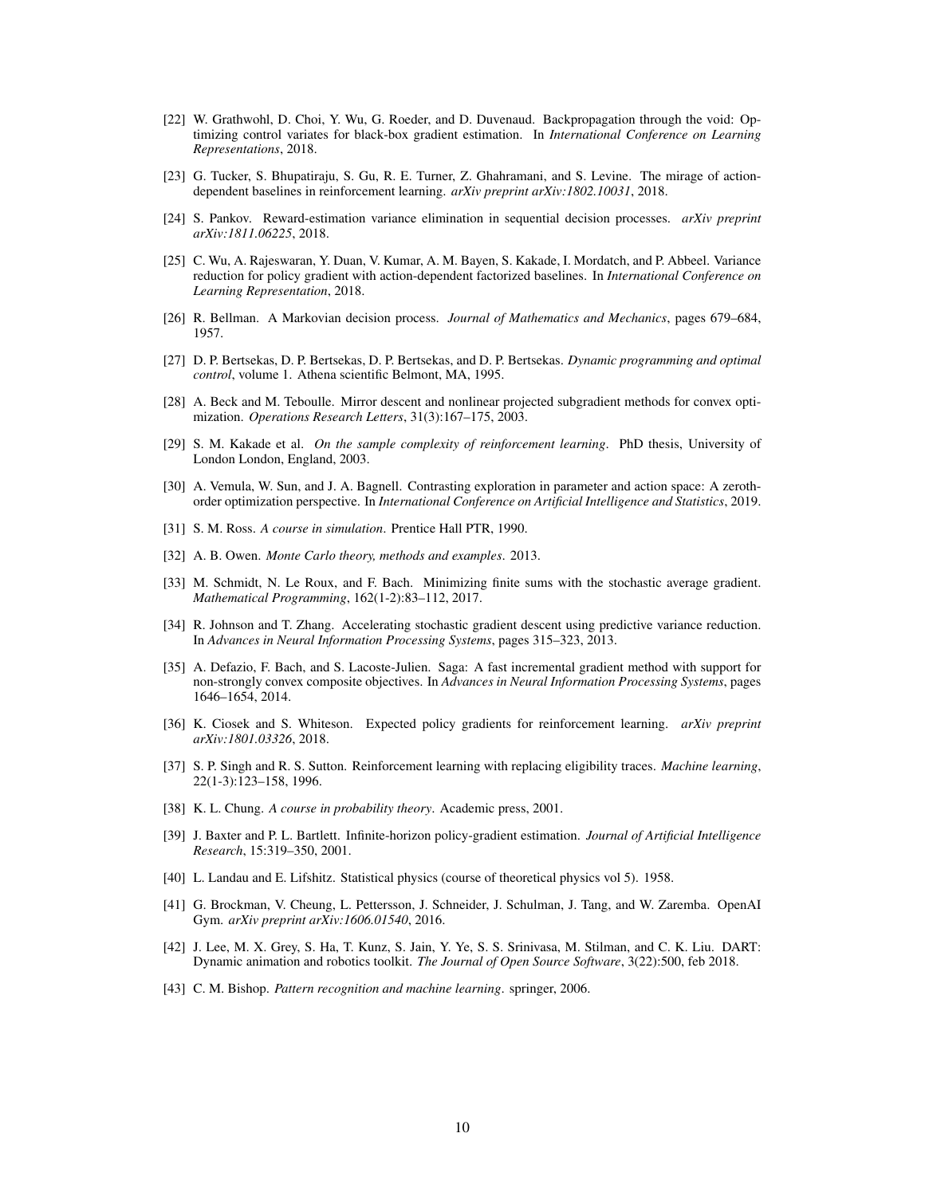[22] W. Grathwohl, D. Choi, Y. Wu, G. Roeder, and D. Duvenaud. Backpropagation through the void: Optimizing control variates for black-box gradient estimation. In *International Conference on Learning Representations*, 2018.

[23] G. Tucker, S. Bhupatiraju, S. Gu, R. E. Turner, Z. Ghahramani, and S. Levine. The mirage of action-dependent baselines in reinforcement learning. *arXiv preprint arXiv:1802.10031*, 2018.

[24] S. Pankov. Reward-estimation variance elimination in sequential decision processes. *arXiv preprint arXiv:1811.06225*, 2018.

[25] C. Wu, A. Rajeswaran, Y. Duan, V. Kumar, A. M. Bayen, S. Kakade, I. Mordatch, and P. Abbeel. Variance reduction for policy gradient with action-dependent factorized baselines. In *International Conference on Learning Representation*, 2018.

[26] R. Bellman. A Markovian decision process. *Journal of Mathematics and Mechanics*, pages 679–684, 1957.

[27] D. P. Bertsekas, D. P. Bertsekas, D. P. Bertsekas, and D. P. Bertsekas. *Dynamic programming and optimal control*, volume 1. Athena scientific Belmont, MA, 1995.

[28] A. Beck and M. Teboulle. Mirror descent and nonlinear projected subgradient methods for convex optimization. *Operations Research Letters*, 31(3):167–175, 2003.

[29] S. M. Kakade et al. *On the sample complexity of reinforcement learning*. PhD thesis, University of London London, England, 2003.

[30] A. Vemula, W. Sun, and J. A. Bagnell. Contrasting exploration in parameter and action space: A zeroth-order optimization perspective. In *International Conference on Artificial Intelligence and Statistics*, 2019.

[31] S. M. Ross. *A course in simulation*. Prentice Hall PTR, 1990.

[32] A. B. Owen. *Monte Carlo theory, methods and examples*. 2013.

[33] M. Schmidt, N. Le Roux, and F. Bach. Minimizing finite sums with the stochastic average gradient. *Mathematical Programming*, 162(1-2):83–112, 2017.

[34] R. Johnson and T. Zhang. Accelerating stochastic gradient descent using predictive variance reduction. In *Advances in Neural Information Processing Systems*, pages 315–323, 2013.

[35] A. Defazio, F. Bach, and S. Lacoste-Julien. Saga: A fast incremental gradient method with support for non-strongly convex composite objectives. In *Advances in Neural Information Processing Systems*, pages 1646–1654, 2014.

[36] K. Ciosek and S. Whiteson. Expected policy gradients for reinforcement learning. *arXiv preprint arXiv:1801.03326*, 2018.

[37] S. P. Singh and R. S. Sutton. Reinforcement learning with replacing eligibility traces. *Machine learning*, 22(1-3):123–158, 1996.

[38] K. L. Chung. *A course in probability theory*. Academic press, 2001.

[39] J. Baxter and P. L. Bartlett. Infinite-horizon policy-gradient estimation. *Journal of Artificial Intelligence Research*, 15:319–350, 2001.

[40] L. Landau and E. Lifshitz. Statistical physics (course of theoretical physics vol 5). 1958.

[41] G. Brockman, V. Cheung, L. Pettersson, J. Schneider, J. Schulman, J. Tang, and W. Zaremba. OpenAI Gym. *arXiv preprint arXiv:1606.01540*, 2016.

[42] J. Lee, M. X. Grey, S. Ha, T. Kunz, S. Jain, Y. Ye, S. S. Srinivasa, M. Stilman, and C. K. Liu. DART: Dynamic animation and robotics toolkit. *The Journal of Open Source Software*, 3(22):500, feb 2018.

[43] C. M. Bishop. *Pattern recognition and machine learning*. springer, 2006.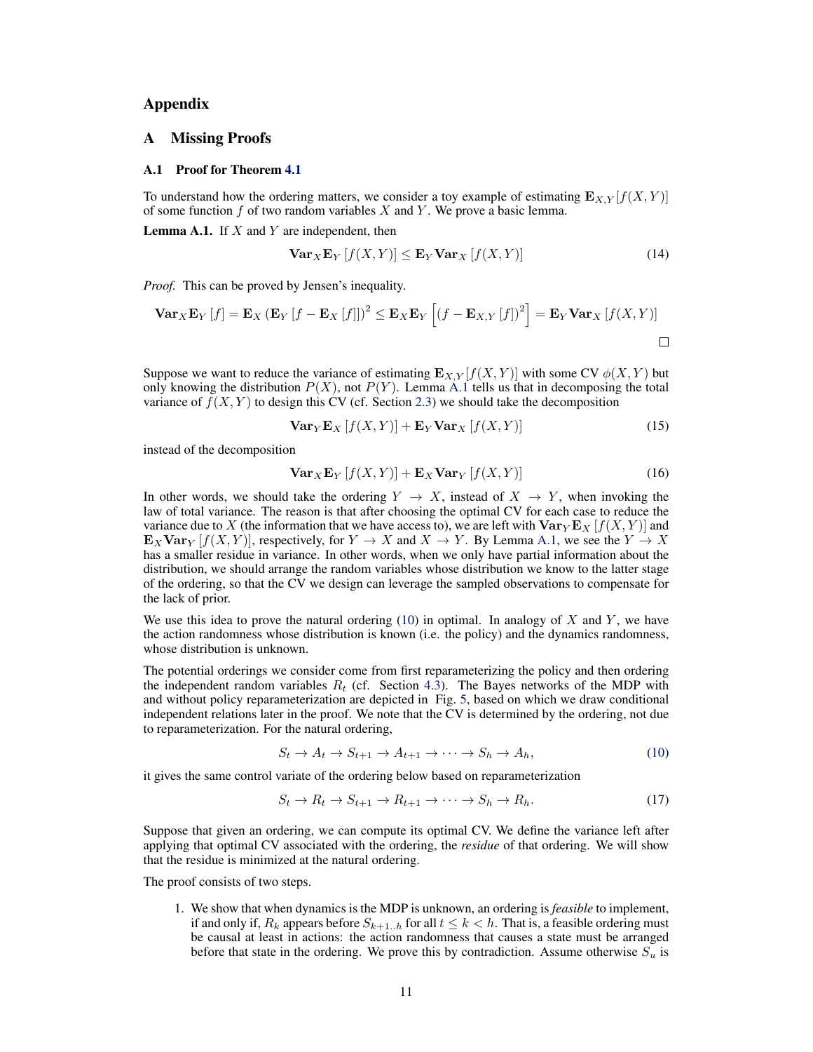# Appendix

## A Missing Proofs

### A.1 Proof for Theorem 4.1

To understand how the ordering matters, we consider a toy example of estimating $\mathbf{E}_{X,Y}[f(X,Y)]$ of some function $f$ of two random variables $X$ and $Y$. We prove a basic lemma.

**Lemma A.1.** If $X$ and $Y$ are independent, then

$$\mathbf{Var}_X \mathbf{E}_Y [f(X,Y)] \leq \mathbf{E}_Y \mathbf{Var}_X [f(X,Y)] \tag{14}$$

*Proof.* This can be proved by Jensen's inequality.

$$\mathbf{Var}_X \mathbf{E}_Y [f] = \mathbf{E}_X (\mathbf{E}_Y [f - \mathbf{E}_X [f]])^2 \leq \mathbf{E}_X \mathbf{E}_Y \left[ (f - \mathbf{E}_{X,Y} [f])^2 \right] = \mathbf{E}_Y \mathbf{Var}_X [f(X,Y)]$$

□

Suppose we want to reduce the variance of estimating $\mathbf{E}_{X,Y}[f(X,Y)]$ with some CV $\phi(X,Y)$ but only knowing the distribution $P(X)$, not $P(Y)$. Lemma A.1 tells us that in decomposing the total variance of $f(X,Y)$ to design this CV (cf. Section 2.3) we should take the decomposition

$$\mathbf{Var}_Y \mathbf{E}_X [f(X,Y)] + \mathbf{E}_Y \mathbf{Var}_X [f(X,Y)] \tag{15}$$

instead of the decomposition

$$\mathbf{Var}_X \mathbf{E}_Y [f(X,Y)] + \mathbf{E}_X \mathbf{Var}_Y [f(X,Y)] \tag{16}$$

In other words, we should take the ordering $Y \to X$, instead of $X \to Y$, when invoking the law of total variance. The reason is that after choosing the optimal CV for each case to reduce the variance due to $X$ (the information that we have access to), we are left with $\mathbf{Var}_Y \mathbf{E}_X [f(X,Y)]$ and $\mathbf{E}_X \mathbf{Var}_Y [f(X,Y)]$, respectively, for $Y \to X$ and $X \to Y$. By Lemma A.1, we see the $Y \to X$ has a smaller residue in variance. In other words, when we only have partial information about the distribution, we should arrange the random variables whose distribution we know to the latter stage of the ordering, so that the CV we design can leverage the sampled observations to compensate for the lack of prior.

We use this idea to prove the natural ordering (10) in optimal. In analogy of $X$ and $Y$, we have the action randomness whose distribution is known (i.e. the policy) and the dynamics randomness, whose distribution is unknown.

The potential orderings we consider come from first reparameterizing the policy and then ordering the independent random variables $R_t$ (cf. Section 4.3). The Bayes networks of the MDP with and without policy reparameterization are depicted in Fig. 5, based on which we draw conditional independent relations later in the proof. We note that the CV is determined by the ordering, not due to reparameterization. For the natural ordering,

$$S_t \to A_t \to S_{t+1} \to A_{t+1} \to \cdots \to S_h \to A_h, \tag{10}$$

it gives the same control variate of the ordering below based on reparameterization

$$S_t \to R_t \to S_{t+1} \to R_{t+1} \to \cdots \to S_h \to R_h. \tag{17}$$

Suppose that given an ordering, we can compute its optimal CV. We define the variance left after applying that optimal CV associated with the ordering, the *residue* of that ordering. We will show that the residue is minimized at the natural ordering.

The proof consists of two steps.

1. We show that when dynamics is the MDP is unknown, an ordering is *feasible* to implement, if and only if, $R_k$ appears before $S_{k+1..h}$ for all $t \leq k < h$. That is, a feasible ordering must be causal at least in actions: the action randomness that causes a state must be arranged before that state in the ordering. We prove this by contradiction. Assume otherwise $S_u$ is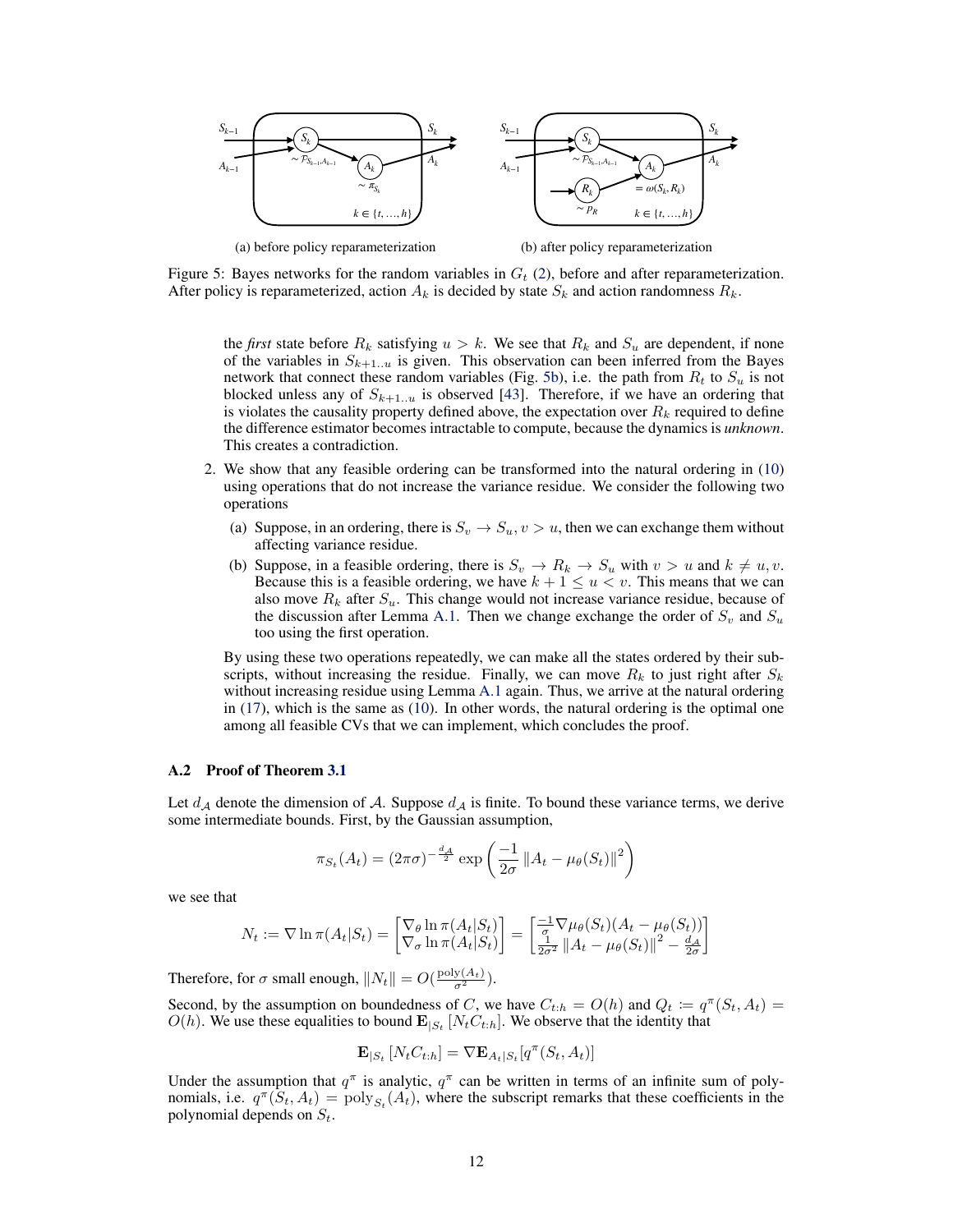Figure 5: Bayes networks for the random variables in $G_t$ (2), before and after reparameterization. After policy is reparameterized, action $A_k$ is decided by state $S_k$ and action randomness $R_k$.

(a) before policy reparameterization

(b) after policy reparameterization

the *first* state before $R_k$ satisfying $u > k$. We see that $R_k$ and $S_u$ are dependent, if none of the variables in $S_{k+1..u}$ is given. This observation can been inferred from the Bayes network that connect these random variables (Fig. 5b), i.e. the path from $R_t$ to $S_u$ is not blocked unless any of $S_{k+1..u}$ is observed [43]. Therefore, if we have an ordering that is violates the causality property defined above, the expectation over $R_k$ required to define the difference estimator becomes intractable to compute, because the dynamics is *unknown*. This creates a contradiction.

2. We show that any feasible ordering can be transformed into the natural ordering in (10) using operations that do not increase the variance residue. We consider the following two operations

   (a) Suppose, in an ordering, there is $S_v \to S_u, v > u$, then we can exchange them without affecting variance residue.

   (b) Suppose, in a feasible ordering, there is $S_v \to R_k \to S_u$ with $v > u$ and $k \neq u, v$. Because this is a feasible ordering, we have $k + 1 \leq u < v$. This means that we can also move $R_k$ after $S_u$. This change would not increase variance residue, because of the discussion after Lemma A.1. Then we change exchange the order of $S_v$ and $S_u$ too using the first operation.

   By using these two operations repeatedly, we can make all the states ordered by their subscripts, without increasing the residue. Finally, we can move $R_k$ to just right after $S_k$ without increasing residue using Lemma A.1 again. Thus, we arrive at the natural ordering in (17), which is the same as (10). In other words, the natural ordering is the optimal one among all feasible CVs that we can implement, which concludes the proof.

### A.2 Proof of Theorem 3.1

Let $d_{\mathcal{A}}$ denote the dimension of $\mathcal{A}$. Suppose $d_{\mathcal{A}}$ is finite. To bound these variance terms, we derive some intermediate bounds. First, by the Gaussian assumption,

$$\pi_{S_t}(A_t) = (2\pi\sigma)^{-\frac{d_{\mathcal{A}}}{2}} \exp\left(\frac{-1}{2\sigma} \|A_t - \mu_\theta(S_t)\|^2\right)$$

we see that

$$N_t := \nabla \ln \pi(A_t|S_t) = \begin{bmatrix} \nabla_\theta \ln \pi(A_t|S_t) \\ \nabla_\sigma \ln \pi(A_t|S_t) \end{bmatrix} = \begin{bmatrix} \frac{-1}{\sigma} \nabla \mu_\theta(S_t)(A_t - \mu_\theta(S_t)) \\ \frac{1}{2\sigma^2} \|A_t - \mu_\theta(S_t)\|^2 - \frac{d_{\mathcal{A}}}{2\sigma} \end{bmatrix}$$

Therefore, for $\sigma$ small enough, $\|N_t\| = O(\frac{\mathrm{poly}(A_t)}{\sigma^2})$.

Second, by the assumption on boundedness of $C$, we have $C_{t:h} = O(h)$ and $Q_t := q^\pi(S_t, A_t) = O(h)$. We use these equalities to bound $\mathbf{E}_{|S_t}[N_t C_{t:h}]$. We observe that the identity that

$$\mathbf{E}_{|S_t}[N_t C_{t:h}] = \nabla \mathbf{E}_{A_t|S_t}[q^\pi(S_t, A_t)]$$

Under the assumption that $q^\pi$ is analytic, $q^\pi$ can be written in terms of an infinite sum of polynomials, i.e. $q^\pi(S_t, A_t) = \mathrm{poly}_{S_t}(A_t)$, where the subscript remarks that these coefficients in the polynomial depends on $S_t$.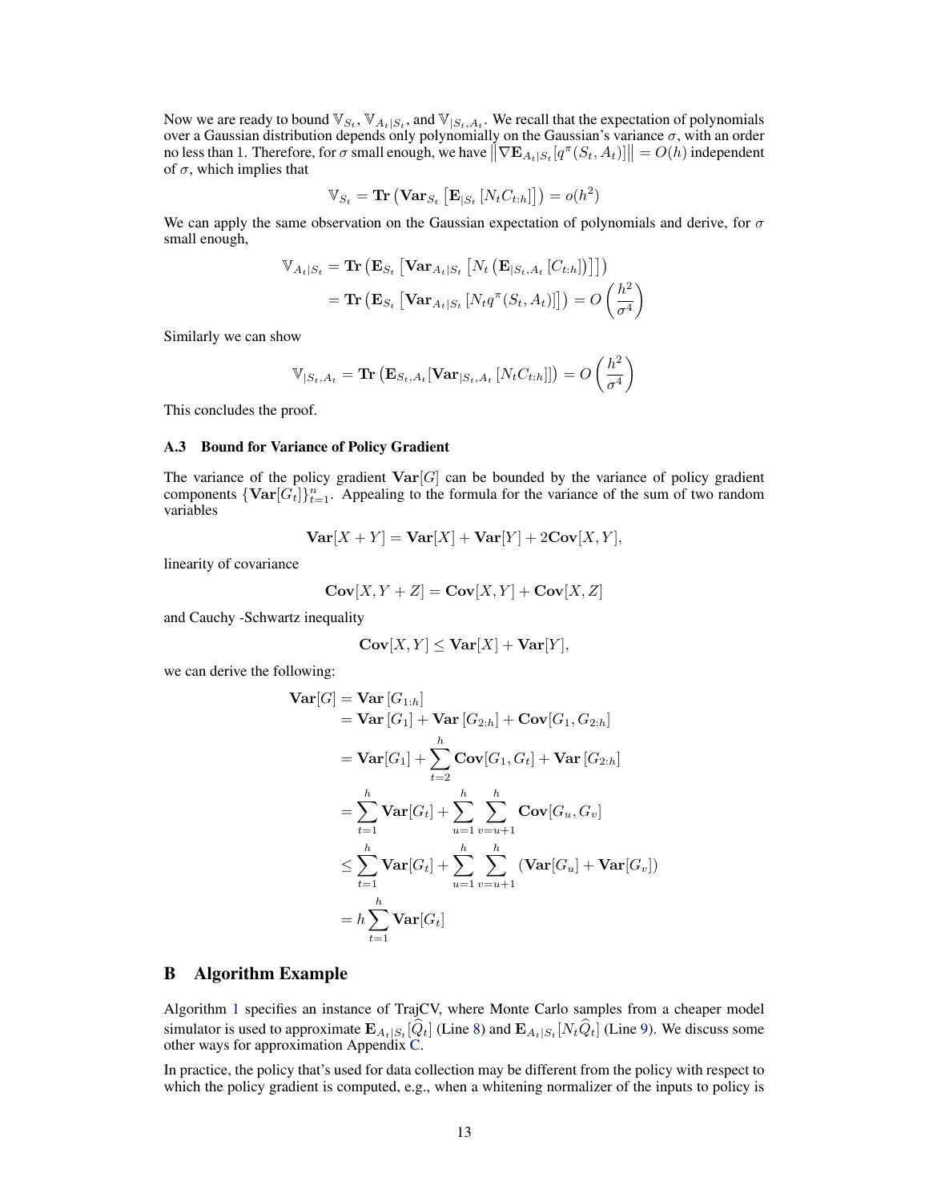Now we are ready to bound $\mathbb{V}_{S_t}$, $\mathbb{V}_{A_t|S_t}$, and $\mathbb{V}_{|S_t,A_t}$. We recall that the expectation of polynomials over a Gaussian distribution depends only polynomially on the Gaussian's variance $\sigma$, with an order no less than 1. Therefore, for $\sigma$ small enough, we have $\left\|\nabla \mathbf{E}_{A_t|S_t}[q^\pi(S_t, A_t)]\right\| = O(h)$ independent of $\sigma$, which implies that

$$\mathbb{V}_{S_t} = \mathbf{Tr}\left(\mathbf{Var}_{S_t}\left[\mathbf{E}_{|S_t}\left[N_t C_{t:h}\right]\right]\right) = o(h^2)$$

We can apply the same observation on the Gaussian expectation of polynomials and derive, for $\sigma$ small enough,

$$\begin{aligned}
\mathbb{V}_{A_t|S_t} &= \mathbf{Tr}\left(\mathbf{E}_{S_t}\left[\mathbf{Var}_{A_t|S_t}\left[N_t\left(\mathbf{E}_{|S_t,A_t}\left[C_{t:h}\right]\right)\right]\right]\right) \\
&= \mathbf{Tr}\left(\mathbf{E}_{S_t}\left[\mathbf{Var}_{A_t|S_t}\left[N_t q^\pi(S_t, A_t)\right]\right]\right) = O\left(\frac{h^2}{\sigma^4}\right)
\end{aligned}$$

Similarly we can show

$$\mathbb{V}_{|S_t,A_t} = \mathbf{Tr}\left(\mathbf{E}_{S_t,A_t}[\mathbf{Var}_{|S_t,A_t}\left[N_t C_{t:h}\right]]\right) = O\left(\frac{h^2}{\sigma^4}\right)$$

This concludes the proof.

### A.3 Bound for Variance of Policy Gradient

The variance of the policy gradient $\mathbf{Var}[G]$ can be bounded by the variance of policy gradient components $\{\mathbf{Var}[G_t]\}_{t=1}^n$. Appealing to the formula for the variance of the sum of two random variables

$$\mathbf{Var}[X+Y] = \mathbf{Var}[X] + \mathbf{Var}[Y] + 2\mathbf{Cov}[X,Y],$$

linearity of covariance

$$\mathbf{Cov}[X, Y+Z] = \mathbf{Cov}[X,Y] + \mathbf{Cov}[X,Z]$$

and Cauchy -Schwartz inequality

$$\mathbf{Cov}[X,Y] \leq \mathbf{Var}[X] + \mathbf{Var}[Y],$$

we can derive the following:

$$\begin{aligned}
\mathbf{Var}[G] &= \mathbf{Var}\left[G_{1:h}\right] \\
&= \mathbf{Var}\left[G_1\right] + \mathbf{Var}\left[G_{2:h}\right] + \mathbf{Cov}[G_1, G_{2:h}] \\
&= \mathbf{Var}[G_1] + \sum_{t=2}^{h} \mathbf{Cov}[G_1, G_t] + \mathbf{Var}\left[G_{2:h}\right] \\
&= \sum_{t=1}^{h} \mathbf{Var}[G_t] + \sum_{u=1}^{h} \sum_{v=u+1}^{h} \mathbf{Cov}[G_u, G_v] \\
&\leq \sum_{t=1}^{h} \mathbf{Var}[G_t] + \sum_{u=1}^{h} \sum_{v=u+1}^{h} \left(\mathbf{Var}[G_u] + \mathbf{Var}[G_v]\right) \\
&= h \sum_{t=1}^{h} \mathbf{Var}[G_t]
\end{aligned}$$

## B Algorithm Example

Algorithm 1 specifies an instance of TrajCV, where Monte Carlo samples from a cheaper model simulator is used to approximate $\mathbf{E}_{A_t|S_t}[\widehat{Q}_t]$ (Line 8) and $\mathbf{E}_{A_t|S_t}[N_t\widehat{Q}_t]$ (Line 9). We discuss some other ways for approximation Appendix C.

In practice, the policy that's used for data collection may be different from the policy with respect to which the policy gradient is computed, e.g., when a whitening normalizer of the inputs to policy is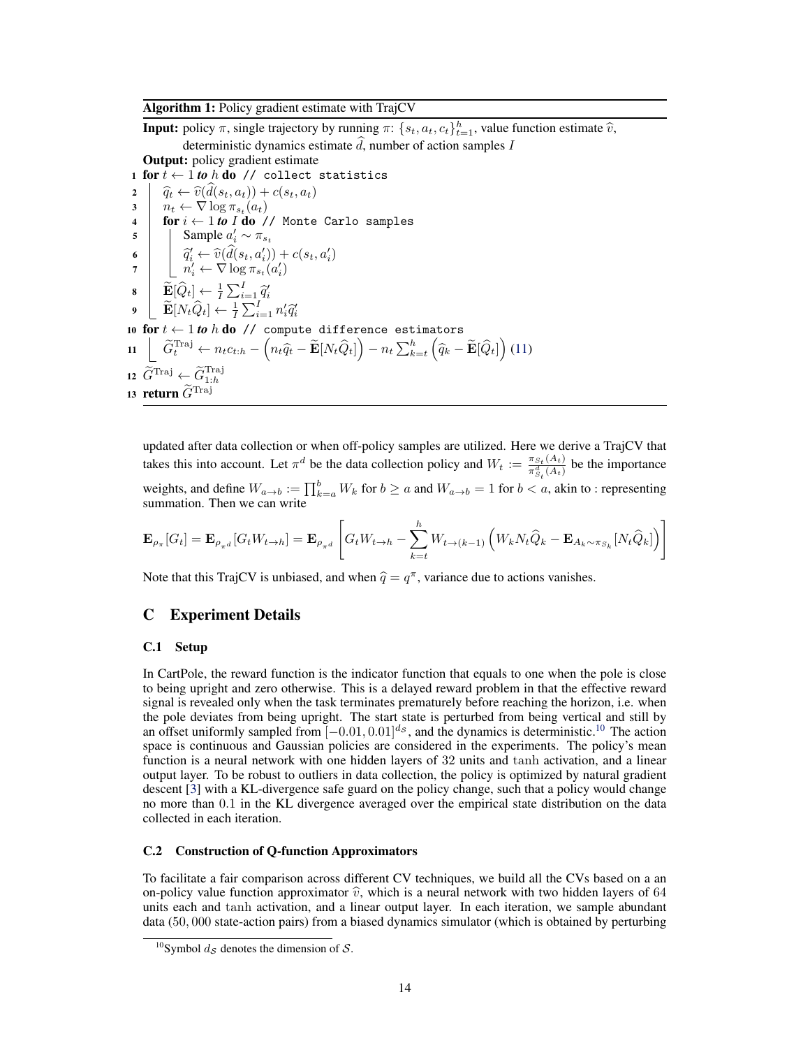**Algorithm 1:** Policy gradient estimate with TrajCV

**Input:** policy $\pi$, single trajectory by running $\pi$: $\{s_t, a_t, c_t\}_{t=1}^h$, value function estimate $\widehat{v}$, deterministic dynamics estimate $\widehat{d}$, number of action samples $I$

**Output:** policy gradient estimate

```
1  for t ← 1 to h do // collect statistics
2      q̂_t ← v̂(d̂(s_t, a_t)) + c(s_t, a_t)
3      n_t ← ∇ log π_{s_t}(a_t)
4      for i ← 1 to I do // Monte Carlo samples
5          Sample a'_i ~ π_{s_t}
6          q̂'_i ← v̂(d̂(s_t, a'_i)) + c(s_t, a'_i)
7          n'_i ← ∇ log π_{s_t}(a'_i)
8      Ẽ[Q̂_t] ← (1/I) Σ_{i=1}^I q̂'_i
9      Ẽ[N_t Q̂_t] ← (1/I) Σ_{i=1}^I n'_i q̂'_i
10 for t ← 1 to h do // compute difference estimators
11     G̃_t^Traj ← n_t c_{t:h} − (n_t q̂_t − Ẽ[N_t Q̂_t]) − n_t Σ_{k=t}^h (q̂_k − Ẽ[Q̂_t]) (11)
12 G̃^Traj ← G̃_{1:h}^Traj
13 return G̃^Traj
```

Lines 1–13 in mathematical notation:

1. **for** $t \leftarrow 1$ **to** $h$ **do** // collect statistics
2. $\quad \widehat{q}_t \leftarrow \widehat{v}(\widehat{d}(s_t, a_t)) + c(s_t, a_t)$
3. $\quad n_t \leftarrow \nabla \log \pi_{s_t}(a_t)$
4. $\quad$ **for** $i \leftarrow 1$ **to** $I$ **do** // Monte Carlo samples
5. $\quad\quad$ Sample $a'_i \sim \pi_{s_t}$
6. $\quad\quad \widehat{q}'_i \leftarrow \widehat{v}(\widehat{d}(s_t, a'_i)) + c(s_t, a'_i)$
7. $\quad\quad n'_i \leftarrow \nabla \log \pi_{s_t}(a'_i)$
8. $\quad \widetilde{\mathbf{E}}[\widehat{Q}_t] \leftarrow \frac{1}{I}\sum_{i=1}^{I} \widehat{q}'_i$
9. $\quad \widetilde{\mathbf{E}}[N_t \widehat{Q}_t] \leftarrow \frac{1}{I}\sum_{i=1}^{I} n'_i \widehat{q}'_i$
10. **for** $t \leftarrow 1$ **to** $h$ **do** // compute difference estimators
11. $\quad \widetilde{G}_t^{\text{Traj}} \leftarrow n_t c_{t:h} - \left(n_t \widehat{q}_t - \widetilde{\mathbf{E}}[N_t \widehat{Q}_t]\right) - n_t \sum_{k=t}^{h}\left(\widehat{q}_k - \widetilde{\mathbf{E}}[\widehat{Q}_t]\right)$ (11)
12. $\widetilde{G}^{\text{Traj}} \leftarrow \widetilde{G}_{1:h}^{\text{Traj}}$
13. **return** $\widetilde{G}^{\text{Traj}}$

updated after data collection or when off-policy samples are utilized. Here we derive a TrajCV that takes this into account. Let $\pi^d$ be the data collection policy and $W_t := \frac{\pi_{S_t}(A_t)}{\pi^d_{S_t}(A_t)}$ be the importance weights, and define $W_{a \to b} := \prod_{k=a}^{b} W_k$ for $b \geq a$ and $W_{a \to b} = 1$ for $b < a$, akin to : representing summation. Then we can write

$$\mathbf{E}_{\rho_\pi}[G_t] = \mathbf{E}_{\rho_{\pi^d}}[G_t W_{t \to h}] = \mathbf{E}_{\rho_{\pi^d}}\left[G_t W_{t \to h} - \sum_{k=t}^{h} W_{t \to (k-1)}\left(W_k N_t \widehat{Q}_k - \mathbf{E}_{A_k \sim \pi_{S_k}}[N_t \widehat{Q}_k]\right)\right]$$

Note that this TrajCV is unbiased, and when $\widehat{q} = q^\pi$, variance due to actions vanishes.

# C Experiment Details

## C.1 Setup

In CartPole, the reward function is the indicator function that equals to one when the pole is close to being upright and zero otherwise. This is a delayed reward problem in that the effective reward signal is revealed only when the task terminates prematurely before reaching the horizon, i.e. when the pole deviates from being upright. The start state is perturbed from being vertical and still by an offset uniformly sampled from $[-0.01, 0.01]^{d_S}$, and the dynamics is deterministic.[10] The action space is continuous and Gaussian policies are considered in the experiments. The policy's mean function is a neural network with one hidden layers of 32 units and tanh activation, and a linear output layer. To be robust to outliers in data collection, the policy is optimized by natural gradient descent [3] with a KL-divergence safe guard on the policy change, such that a policy would change no more than 0.1 in the KL divergence averaged over the empirical state distribution on the data collected in each iteration.

## C.2 Construction of Q-function Approximators

To facilitate a fair comparison across different CV techniques, we build all the CVs based on a an on-policy value function approximator $\widehat{v}$, which is a neural network with two hidden layers of 64 units each and tanh activation, and a linear output layer. In each iteration, we sample abundant data (50, 000 state-action pairs) from a biased dynamics simulator (which is obtained by perturbing

[10] Symbol $d_S$ denotes the dimension of $\mathcal{S}$.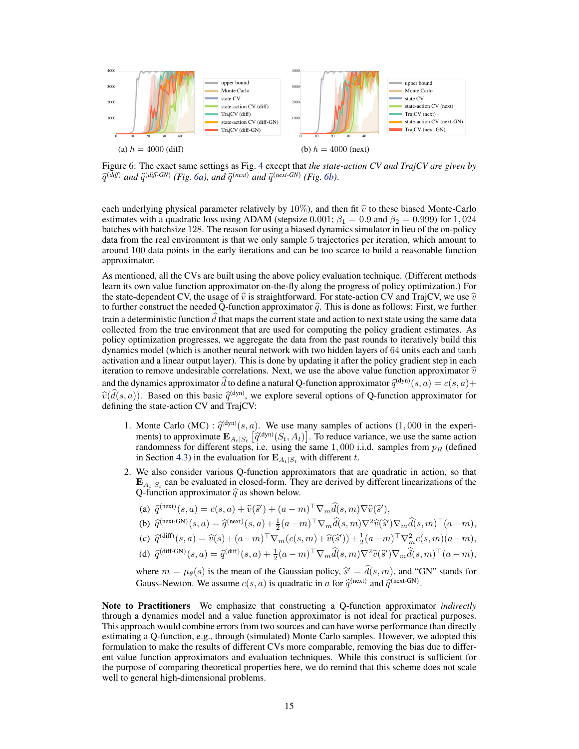(a) $h = 4000$ (diff)

(b) $h = 4000$ (next)

Figure 6: The exact same settings as Fig. 4 except that *the state-action CV and TrajCV are given by* $\widehat{q}^{(diff)}$ *and* $\widehat{q}^{(diff\text{-}GN)}$ *(Fig. 6a), and* $\widehat{q}^{(next)}$ *and* $\widehat{q}^{(next\text{-}GN)}$ *(Fig. 6b).*

each underlying physical parameter relatively by $10\%$), and then fit $\widehat{v}$ to these biased Monte-Carlo estimates with a quadratic loss using ADAM (stepsize $0.001$; $\beta_1 = 0.9$ and $\beta_2 = 0.999$) for $1,024$ batches with batchsize $128$. The reason for using a biased dynamics simulator in lieu of the on-policy data from the real environment is that we only sample $5$ trajectories per iteration, which amount to around $100$ data points in the early iterations and can be too scarce to build a reasonable function approximator.

As mentioned, all the CVs are built using the above policy evaluation technique. (Different methods learn its own value function approximator on-the-fly along the progress of policy optimization.) For the state-dependent CV, the usage of $\widehat{v}$ is straightforward. For state-action CV and TrajCV, we use $\widehat{v}$ to further construct the needed Q-function approximator $\widehat{q}$. This is done as follows: First, we further train a deterministic function $\widehat{d}$ that maps the current state and action to next state using the same data collected from the true environment that are used for computing the policy gradient estimates. As policy optimization progresses, we aggregate the data from the past rounds to iteratively build this dynamics model (which is another neural network with two hidden layers of $64$ units each and $\tanh$ activation and a linear output layer). This is done by updating it after the policy gradient step in each iteration to remove undesirable correlations. Next, we use the above value function approximator $\widehat{v}$ and the dynamics approximator $\widehat{d}$ to define a natural Q-function approximator $\widehat{q}^{(\mathrm{dyn})}(s,a) = c(s,a) + \widehat{v}(\widehat{d}(s,a))$. Based on this basic $\widehat{q}^{(\mathrm{dyn})}$, we explore several options of Q-function approximator for defining the state-action CV and TrajCV:

1. Monte Carlo (MC) : $\widehat{q}^{(\mathrm{dyn})}(s,a)$. We use many samples of actions ($1,000$ in the experiments) to approximate $\mathbf{E}_{A_t|S_t}\left[\widehat{q}^{(\mathrm{dyn})}(S_t, A_t)\right]$. To reduce variance, we use the same action randomness for different steps, i.e. using the same $1,000$ i.i.d. samples from $p_R$ (defined in Section 4.3) in the evaluation for $\mathbf{E}_{A_t|S_t}$ with different $t$.
2. We also consider various Q-function approximators that are quadratic in action, so that $\mathbf{E}_{A_t|S_t}$ can be evaluated in closed-form. They are derived by different linearizations of the Q-function approximator $\widehat{q}$ as shown below.
   (a) $\widehat{q}^{(\mathrm{next})}(s,a) = c(s,a) + \widehat{v}(\widehat{s}') + (a-m)^\top \nabla_m \widehat{d}(s,m) \nabla \widehat{v}(\widehat{s}')$,
   (b) $\widehat{q}^{(\mathrm{next\text{-}GN})}(s,a) = \widehat{q}^{(\mathrm{next})}(s,a) + \frac{1}{2}(a-m)^\top \nabla_m \widehat{d}(s,m) \nabla^2 \widehat{v}(\widehat{s}') \nabla_m \widehat{d}(s,m)^\top (a-m)$,
   (c) $\widehat{q}^{(\mathrm{diff})}(s,a) = \widehat{v}(s) + (a-m)^\top \nabla_m (c(s,m) + \widehat{v}(\widehat{s}')) + \frac{1}{2}(a-m)^\top \nabla_m^2 c(s,m)(a-m)$,
   (d) $\widehat{q}^{(\mathrm{diff\text{-}GN})}(s,a) = \widehat{q}^{(\mathrm{diff})}(s,a) + \frac{1}{2}(a-m)^\top \nabla_m \widehat{d}(s,m) \nabla^2 \widehat{v}(\widehat{s}') \nabla_m \widehat{d}(s,m)^\top (a-m)$,

   where $m = \mu_\theta(s)$ is the mean of the Gaussian policy, $\widehat{s}' = \widehat{d}(s,m)$, and "GN" stands for Gauss-Newton. We assume $c(s,a)$ is quadratic in $a$ for $\widehat{q}^{(\mathrm{next})}$ and $\widehat{q}^{(\mathrm{next\text{-}GN})}$.

**Note to Practitioners** We emphasize that constructing a Q-function approximator *indirectly* through a dynamics model and a value function approximator is not ideal for practical purposes. This approach would combine errors from two sources and can have worse performance than directly estimating a Q-function, e.g., through (simulated) Monte Carlo samples. However, we adopted this formulation to make the results of different CVs more comparable, removing the bias due to different value function approximators and evaluation techniques. While this construct is sufficient for the purpose of comparing theoretical properties here, we do remind that this scheme does not scale well to general high-dimensional problems.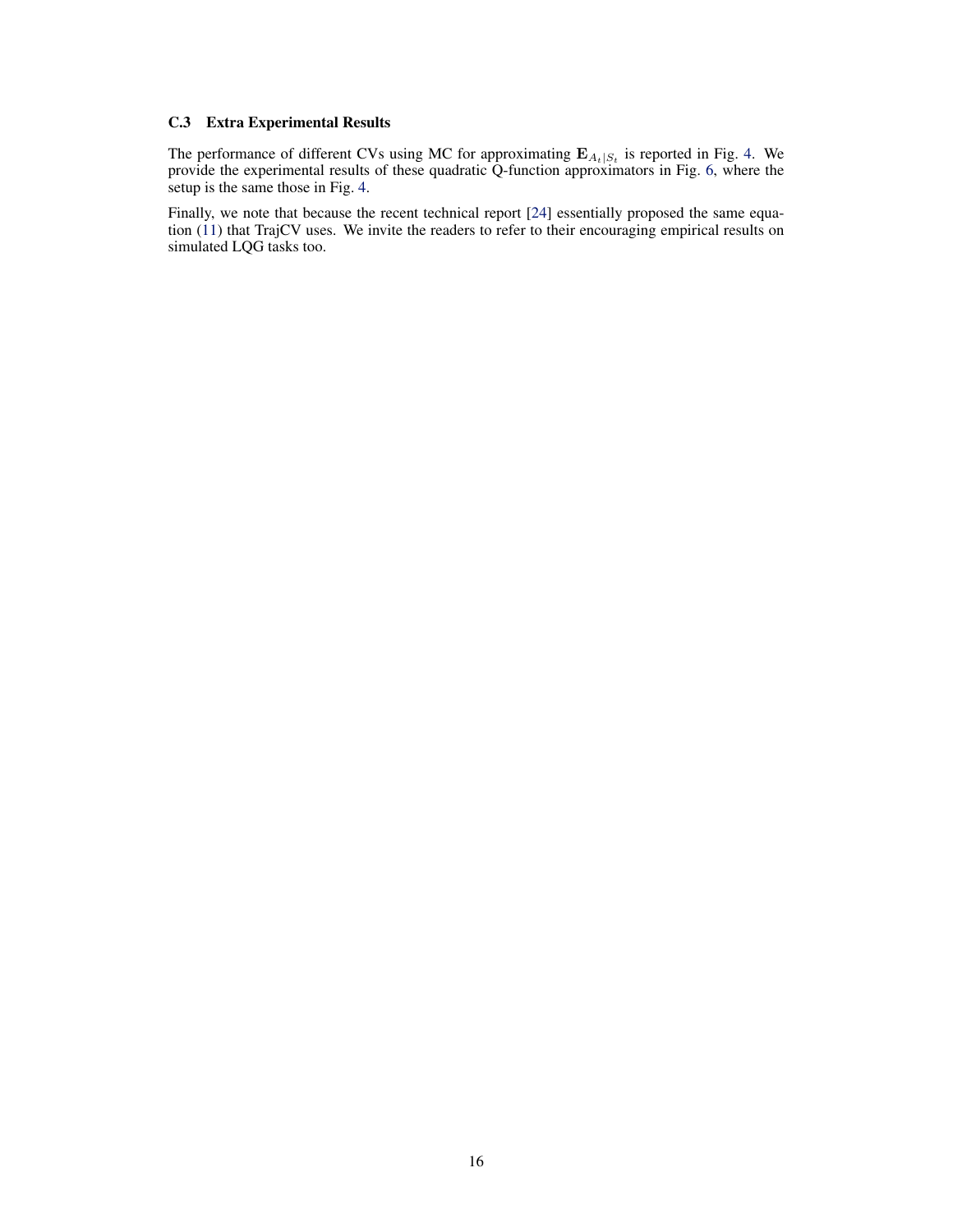### C.3 Extra Experimental Results

The performance of different CVs using MC for approximating $\mathbf{E}_{A_t|S_t}$ is reported in Fig. 4. We provide the experimental results of these quadratic Q-function approximators in Fig. 6, where the setup is the same those in Fig. 4.

Finally, we note that because the recent technical report [24] essentially proposed the same equation (11) that TrajCV uses. We invite the readers to refer to their encouraging empirical results on simulated LQG tasks too.